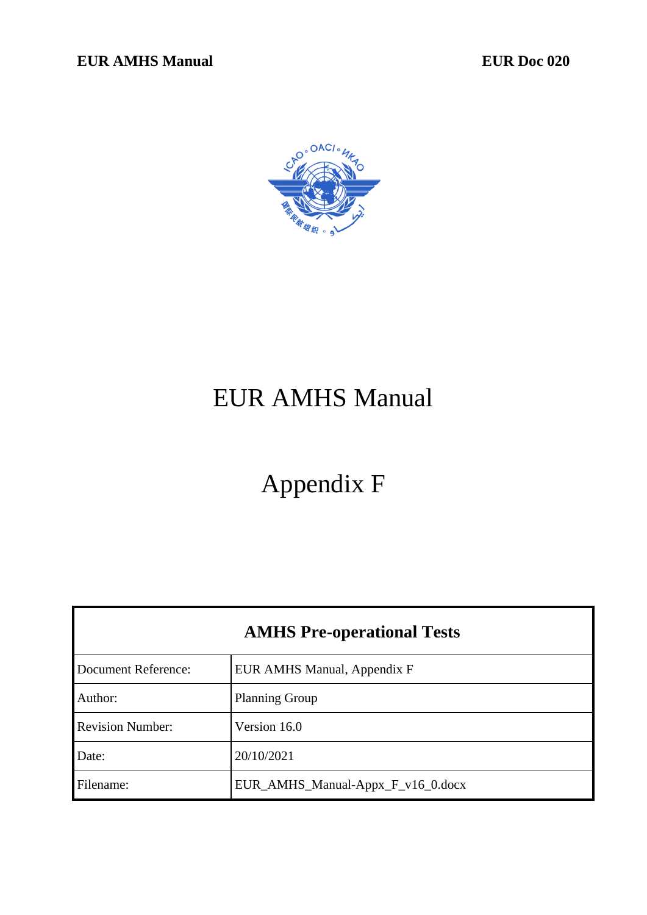# EUR AMHS Manual

# Appendix F

| AMHS Pre-operational Tests | |
|---|---|
| Document Reference: | EUR AMHS Manual, Appendix F |
| Author: | Planning Group |
| Revision Number: | Version 16.0 |
| Date: | 20/10/2021 |
| Filename: | EUR_AMHS_Manual-Appx_F_v16_0.docx |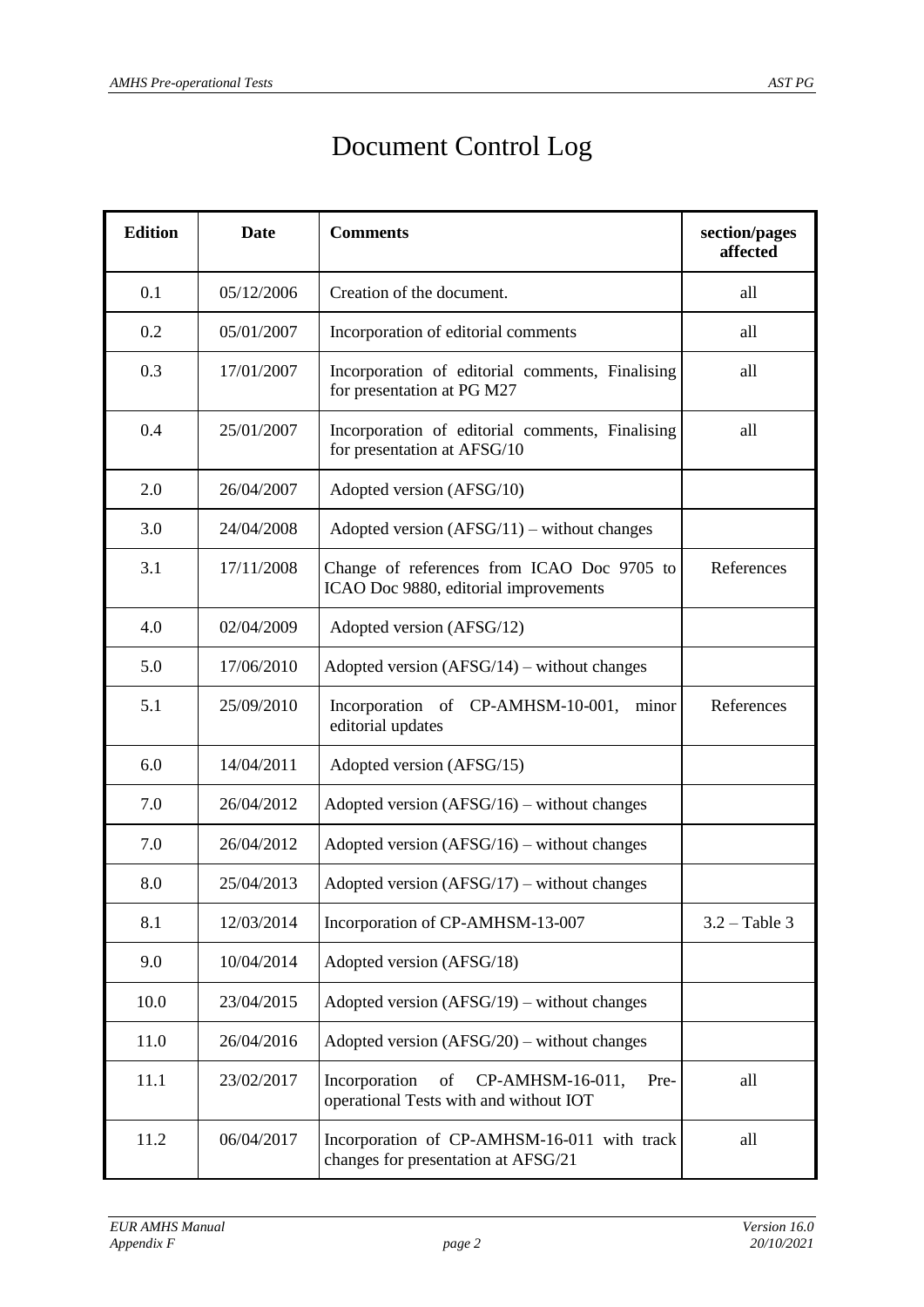# Document Control Log

| Edition | Date | Comments | section/pages affected |
|---|---|---|---|
| 0.1 | 05/12/2006 | Creation of the document. | all |
| 0.2 | 05/01/2007 | Incorporation of editorial comments | all |
| 0.3 | 17/01/2007 | Incorporation of editorial comments, Finalising for presentation at PG M27 | all |
| 0.4 | 25/01/2007 | Incorporation of editorial comments, Finalising for presentation at AFSG/10 | all |
| 2.0 | 26/04/2007 | Adopted version (AFSG/10) | |
| 3.0 | 24/04/2008 | Adopted version (AFSG/11) – without changes | |
| 3.1 | 17/11/2008 | Change of references from ICAO Doc 9705 to ICAO Doc 9880, editorial improvements | References |
| 4.0 | 02/04/2009 | Adopted version (AFSG/12) | |
| 5.0 | 17/06/2010 | Adopted version (AFSG/14) – without changes | |
| 5.1 | 25/09/2010 | Incorporation of CP-AMHSM-10-001, minor editorial updates | References |
| 6.0 | 14/04/2011 | Adopted version (AFSG/15) | |
| 7.0 | 26/04/2012 | Adopted version (AFSG/16) – without changes | |
| 7.0 | 26/04/2012 | Adopted version (AFSG/16) – without changes | |
| 8.0 | 25/04/2013 | Adopted version (AFSG/17) – without changes | |
| 8.1 | 12/03/2014 | Incorporation of CP-AMHSM-13-007 | 3.2 – Table 3 |
| 9.0 | 10/04/2014 | Adopted version (AFSG/18) | |
| 10.0 | 23/04/2015 | Adopted version (AFSG/19) – without changes | |
| 11.0 | 26/04/2016 | Adopted version (AFSG/20) – without changes | |
| 11.1 | 23/02/2017 | Incorporation of CP-AMHSM-16-011, Pre-operational Tests with and without IOT | all |
| 11.2 | 06/04/2017 | Incorporation of CP-AMHSM-16-011 with track changes for presentation at AFSG/21 | all |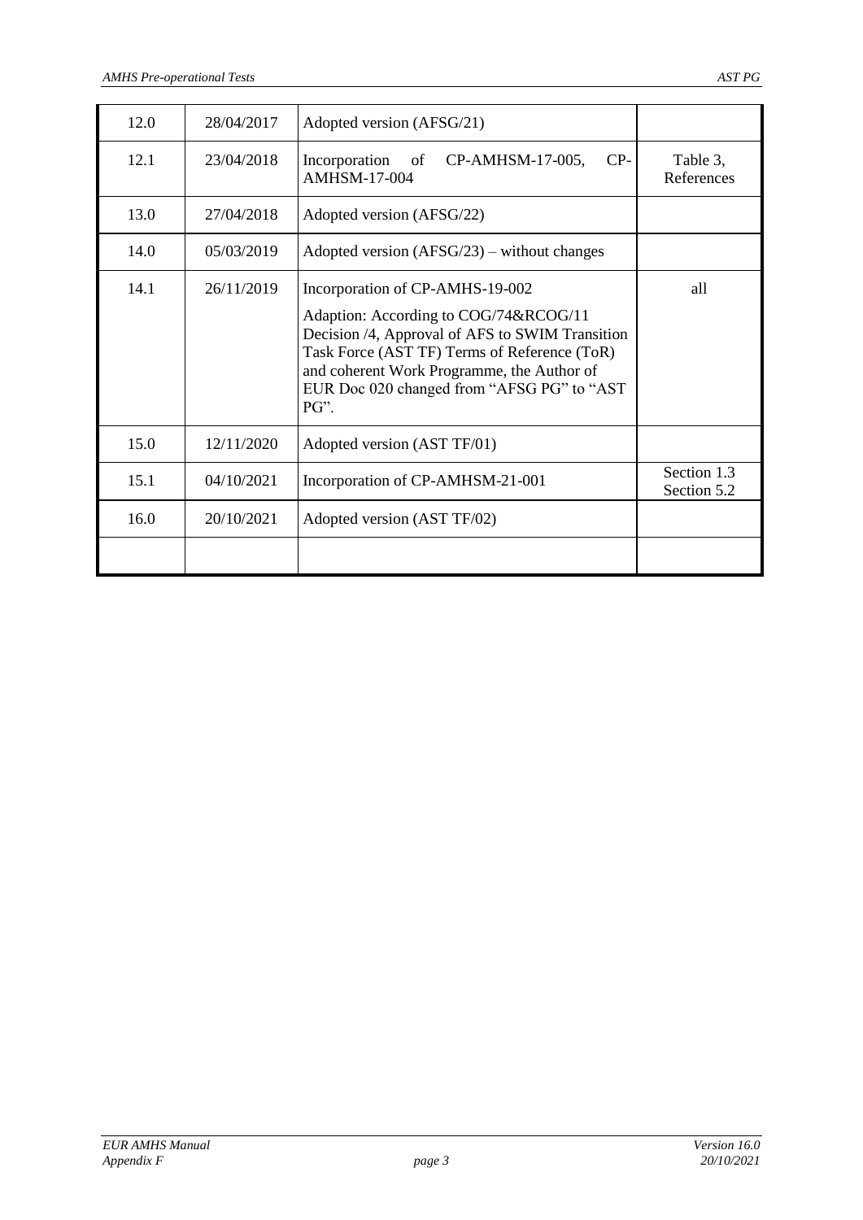| | | | |
|---|---|---|---|
| 12.0 | 28/04/2017 | Adopted version (AFSG/21) | |
| 12.1 | 23/04/2018 | Incorporation of CP-AMHSM-17-005, CP-AMHSM-17-004 | Table 3, References |
| 13.0 | 27/04/2018 | Adopted version (AFSG/22) | |
| 14.0 | 05/03/2019 | Adopted version (AFSG/23) – without changes | |
| 14.1 | 26/11/2019 | Incorporation of CP-AMHS-19-002<br><br>Adaption: According to COG/74&RCOG/11 Decision /4, Approval of AFS to SWIM Transition Task Force (AST TF) Terms of Reference (ToR) and coherent Work Programme, the Author of EUR Doc 020 changed from "AFSG PG" to "AST PG". | all |
| 15.0 | 12/11/2020 | Adopted version (AST TF/01) | |
| 15.1 | 04/10/2021 | Incorporation of CP-AMHSM-21-001 | Section 1.3<br>Section 5.2 |
| 16.0 | 20/10/2021 | Adopted version (AST TF/02) | |
| | | | |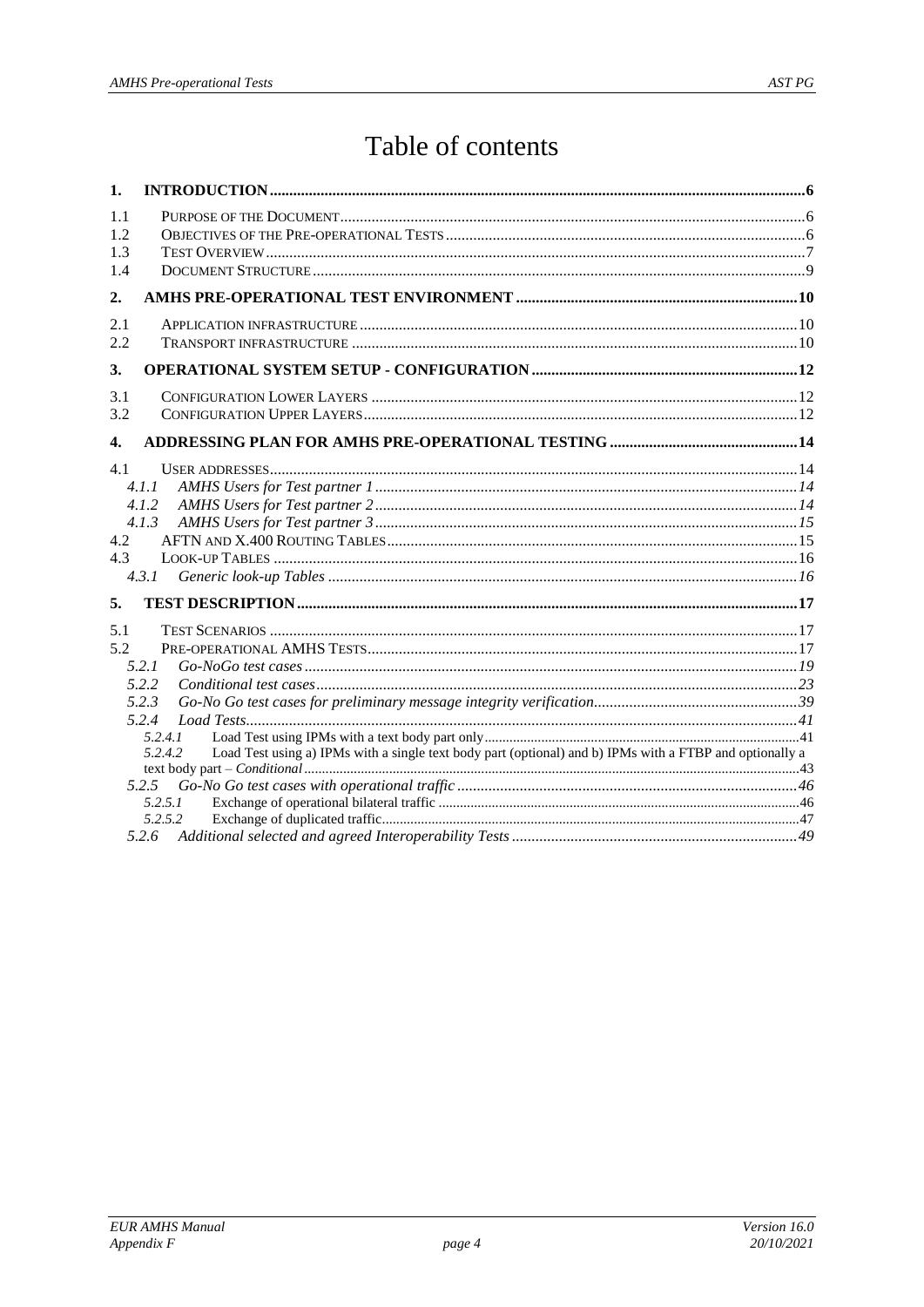# Table of contents

**1. INTRODUCTION** ... 6

1.1 PURPOSE OF THE DOCUMENT ... 6

1.2 OBJECTIVES OF THE PRE-OPERATIONAL TESTS ... 6

1.3 TEST OVERVIEW ... 7

1.4 DOCUMENT STRUCTURE ... 9

**2. AMHS PRE-OPERATIONAL TEST ENVIRONMENT** ... 10

2.1 APPLICATION INFRASTRUCTURE ... 10

2.2 TRANSPORT INFRASTRUCTURE ... 10

**3. OPERATIONAL SYSTEM SETUP - CONFIGURATION** ... 12

3.1 CONFIGURATION LOWER LAYERS ... 12

3.2 CONFIGURATION UPPER LAYERS ... 12

**4. ADDRESSING PLAN FOR AMHS PRE-OPERATIONAL TESTING** ... 14

4.1 USER ADDRESSES ... 14

*4.1.1 AMHS Users for Test partner 1* ... *14*

*4.1.2 AMHS Users for Test partner 2* ... *14*

*4.1.3 AMHS Users for Test partner 3* ... *15*

4.2 AFTN AND X.400 ROUTING TABLES ... 15

4.3 LOOK-UP TABLES ... 16

*4.3.1 Generic look-up Tables* ... *16*

**5. TEST DESCRIPTION** ... 17

5.1 TEST SCENARIOS ... 17

5.2 PRE-OPERATIONAL AMHS TESTS ... 17

*5.2.1 Go-NoGo test cases* ... *19*

*5.2.2 Conditional test cases* ... *23*

*5.2.3 Go-No Go test cases for preliminary message integrity verification* ... *39*

*5.2.4 Load Tests* ... *41*

*5.2.4.1* Load Test using IPMs with a text body part only ... 41

*5.2.4.2* Load Test using a) IPMs with a single text body part (optional) and b) IPMs with a FTBP and optionally a text body part – *Conditional* ... 43

*5.2.5 Go-No Go test cases with operational traffic* ... *46*

*5.2.5.1* Exchange of operational bilateral traffic ... 46

*5.2.5.2* Exchange of duplicated traffic ... 47

*5.2.6 Additional selected and agreed Interoperability Tests* ... *49*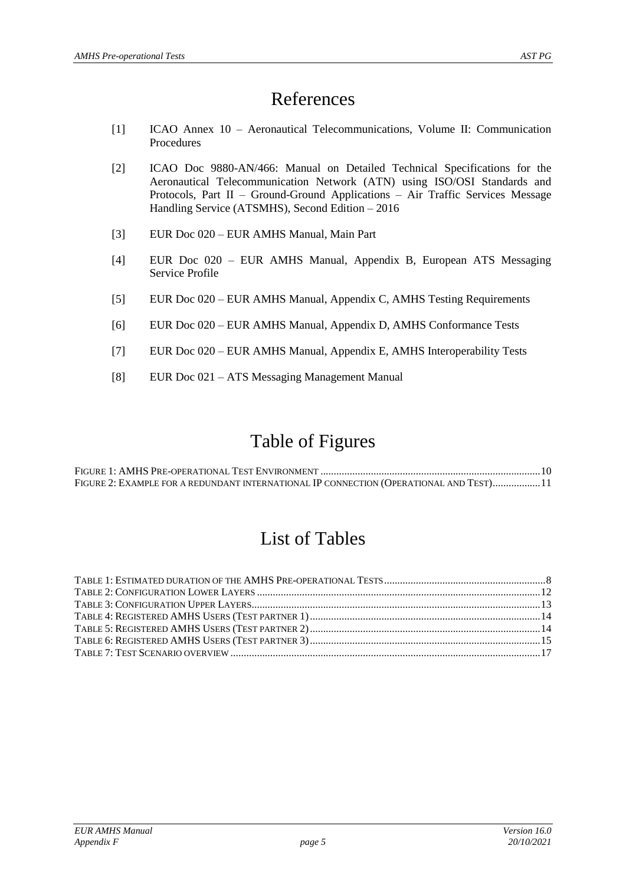# References

[1] ICAO Annex 10 – Aeronautical Telecommunications, Volume II: Communication Procedures

[2] ICAO Doc 9880-AN/466: Manual on Detailed Technical Specifications for the Aeronautical Telecommunication Network (ATN) using ISO/OSI Standards and Protocols, Part II – Ground-Ground Applications – Air Traffic Services Message Handling Service (ATSMHS), Second Edition – 2016

[3] EUR Doc 020 – EUR AMHS Manual, Main Part

[4] EUR Doc 020 – EUR AMHS Manual, Appendix B, European ATS Messaging Service Profile

[5] EUR Doc 020 – EUR AMHS Manual, Appendix C, AMHS Testing Requirements

[6] EUR Doc 020 – EUR AMHS Manual, Appendix D, AMHS Conformance Tests

[7] EUR Doc 020 – EUR AMHS Manual, Appendix E, AMHS Interoperability Tests

[8] EUR Doc 021 – ATS Messaging Management Manual

# Table of Figures

Figure 1: AMHS Pre-operational Test Environment ....... 10
Figure 2: Example for a redundant international IP connection (Operational and Test) ....... 11

# List of Tables

Table 1: Estimated duration of the AMHS Pre-operational Tests ....... 8
Table 2: Configuration Lower Layers ....... 12
Table 3: Configuration Upper Layers ....... 13
Table 4: Registered AMHS Users (Test partner 1) ....... 14
Table 5: Registered AMHS Users (Test partner 2) ....... 14
Table 6: Registered AMHS Users (Test partner 3) ....... 15
Table 7: Test Scenario overview ....... 17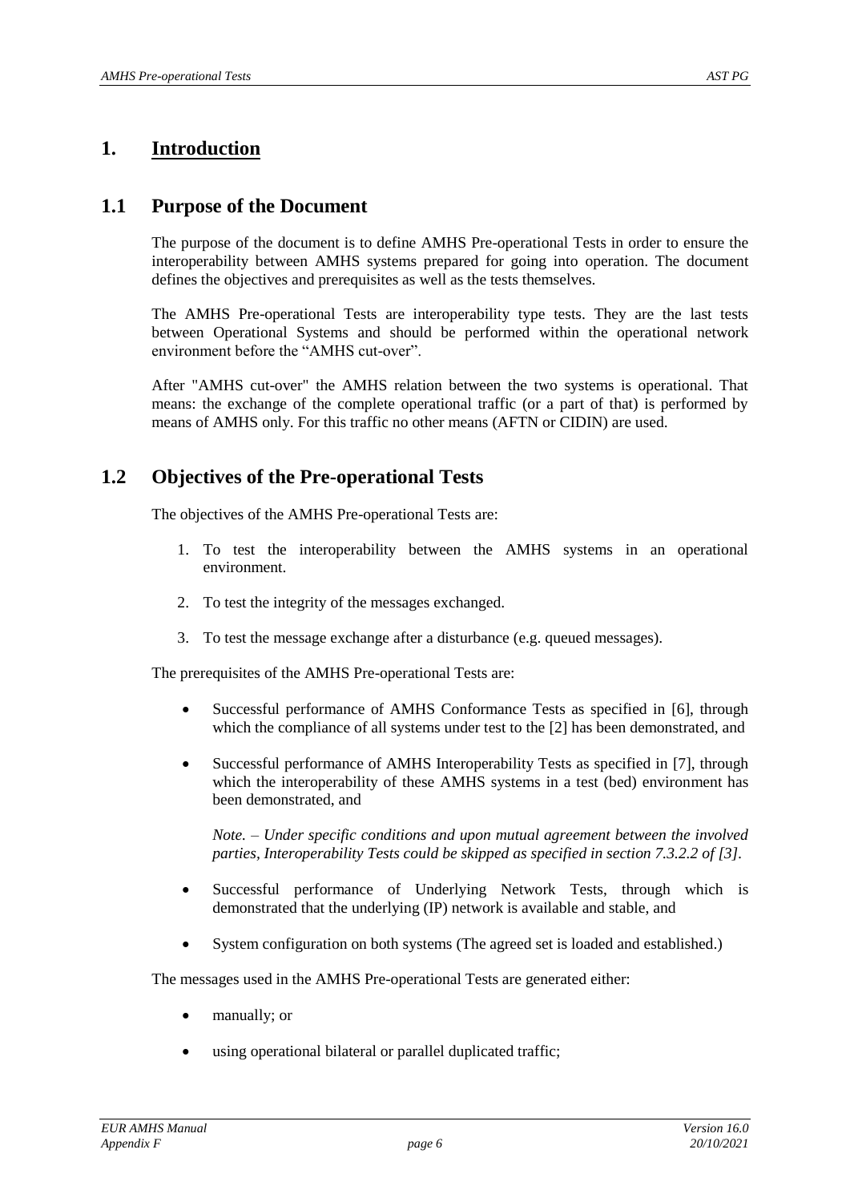# 1. Introduction

## 1.1 Purpose of the Document

The purpose of the document is to define AMHS Pre-operational Tests in order to ensure the interoperability between AMHS systems prepared for going into operation. The document defines the objectives and prerequisites as well as the tests themselves.

The AMHS Pre-operational Tests are interoperability type tests. They are the last tests between Operational Systems and should be performed within the operational network environment before the "AMHS cut-over".

After "AMHS cut-over" the AMHS relation between the two systems is operational. That means: the exchange of the complete operational traffic (or a part of that) is performed by means of AMHS only. For this traffic no other means (AFTN or CIDIN) are used.

## 1.2 Objectives of the Pre-operational Tests

The objectives of the AMHS Pre-operational Tests are:

1. To test the interoperability between the AMHS systems in an operational environment.
2. To test the integrity of the messages exchanged.
3. To test the message exchange after a disturbance (e.g. queued messages).

The prerequisites of the AMHS Pre-operational Tests are:

- Successful performance of AMHS Conformance Tests as specified in [6], through which the compliance of all systems under test to the [2] has been demonstrated, and
- Successful performance of AMHS Interoperability Tests as specified in [7], through which the interoperability of these AMHS systems in a test (bed) environment has been demonstrated, and

  *Note. – Under specific conditions and upon mutual agreement between the involved parties, Interoperability Tests could be skipped as specified in section 7.3.2.2 of [3].*

- Successful performance of Underlying Network Tests, through which is demonstrated that the underlying (IP) network is available and stable, and
- System configuration on both systems (The agreed set is loaded and established.)

The messages used in the AMHS Pre-operational Tests are generated either:

- manually; or
- using operational bilateral or parallel duplicated traffic;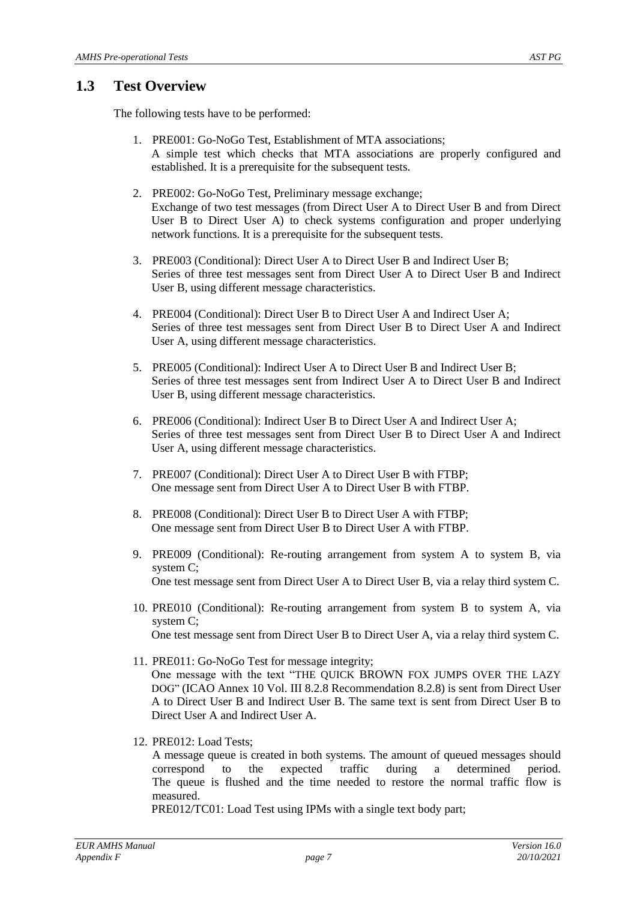## 1.3 Test Overview

The following tests have to be performed:

1. PRE001: Go-NoGo Test, Establishment of MTA associations;
   A simple test which checks that MTA associations are properly configured and established. It is a prerequisite for the subsequent tests.

2. PRE002: Go-NoGo Test, Preliminary message exchange;
   Exchange of two test messages (from Direct User A to Direct User B and from Direct User B to Direct User A) to check systems configuration and proper underlying network functions. It is a prerequisite for the subsequent tests.

3. PRE003 (Conditional): Direct User A to Direct User B and Indirect User B;
   Series of three test messages sent from Direct User A to Direct User B and Indirect User B, using different message characteristics.

4. PRE004 (Conditional): Direct User B to Direct User A and Indirect User A;
   Series of three test messages sent from Direct User B to Direct User A and Indirect User A, using different message characteristics.

5. PRE005 (Conditional): Indirect User A to Direct User B and Indirect User B;
   Series of three test messages sent from Indirect User A to Direct User B and Indirect User B, using different message characteristics.

6. PRE006 (Conditional): Indirect User B to Direct User A and Indirect User A;
   Series of three test messages sent from Direct User B to Direct User A and Indirect User A, using different message characteristics.

7. PRE007 (Conditional): Direct User A to Direct User B with FTBP;
   One message sent from Direct User A to Direct User B with FTBP.

8. PRE008 (Conditional): Direct User B to Direct User A with FTBP;
   One message sent from Direct User B to Direct User A with FTBP.

9. PRE009 (Conditional): Re-routing arrangement from system A to system B, via system C;
   One test message sent from Direct User A to Direct User B, via a relay third system C.

10. PRE010 (Conditional): Re-routing arrangement from system B to system A, via system C;
    One test message sent from Direct User B to Direct User A, via a relay third system C.

11. PRE011: Go-NoGo Test for message integrity;
    One message with the text "THE QUICK BROWN FOX JUMPS OVER THE LAZY DOG" (ICAO Annex 10 Vol. III 8.2.8 Recommendation 8.2.8) is sent from Direct User A to Direct User B and Indirect User B. The same text is sent from Direct User B to Direct User A and Indirect User A.

12. PRE012: Load Tests;
    A message queue is created in both systems. The amount of queued messages should correspond to the expected traffic during a determined period. The queue is flushed and the time needed to restore the normal traffic flow is measured.
    PRE012/TC01: Load Test using IPMs with a single text body part;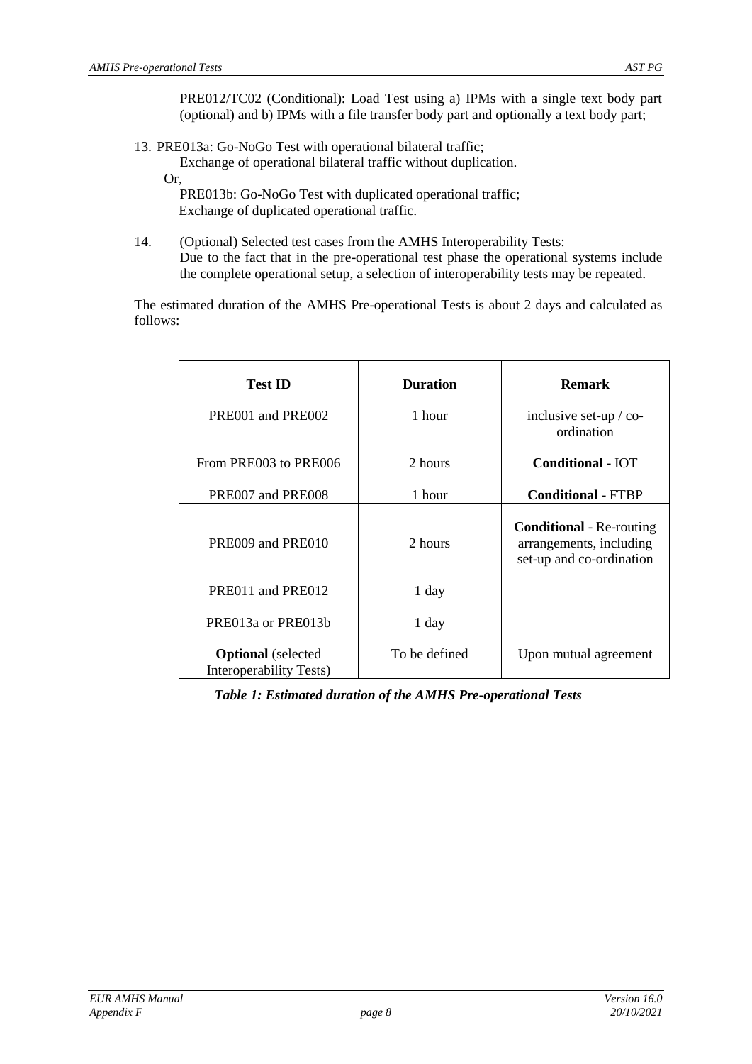PRE012/TC02 (Conditional): Load Test using a) IPMs with a single text body part (optional) and b) IPMs with a file transfer body part and optionally a text body part;

13. PRE013a: Go-NoGo Test with operational bilateral traffic;
    Exchange of operational bilateral traffic without duplication.
    Or,
    PRE013b: Go-NoGo Test with duplicated operational traffic;
    Exchange of duplicated operational traffic.

14. (Optional) Selected test cases from the AMHS Interoperability Tests:
    Due to the fact that in the pre-operational test phase the operational systems include the complete operational setup, a selection of interoperability tests may be repeated.

The estimated duration of the AMHS Pre-operational Tests is about 2 days and calculated as follows:

| Test ID | Duration | Remark |
|---|---|---|
| PRE001 and PRE002 | 1 hour | inclusive set-up / co-ordination |
| From PRE003 to PRE006 | 2 hours | **Conditional** - IOT |
| PRE007 and PRE008 | 1 hour | **Conditional** - FTBP |
| PRE009 and PRE010 | 2 hours | **Conditional** - Re-routing arrangements, including set-up and co-ordination |
| PRE011 and PRE012 | 1 day | |
| PRE013a or PRE013b | 1 day | |
| **Optional** (selected Interoperability Tests) | To be defined | Upon mutual agreement |

*Table 1: Estimated duration of the AMHS Pre-operational Tests*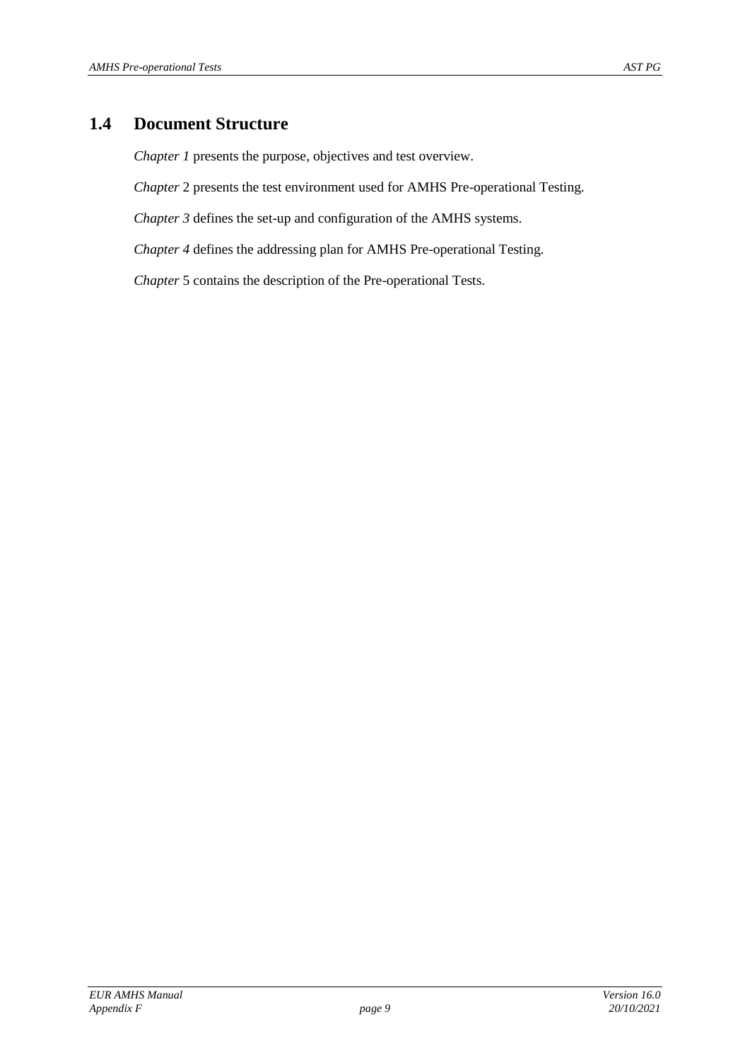## 1.4 Document Structure

*Chapter 1* presents the purpose, objectives and test overview.

*Chapter* 2 presents the test environment used for AMHS Pre-operational Testing.

*Chapter 3* defines the set-up and configuration of the AMHS systems.

*Chapter 4* defines the addressing plan for AMHS Pre-operational Testing.

*Chapter* 5 contains the description of the Pre-operational Tests.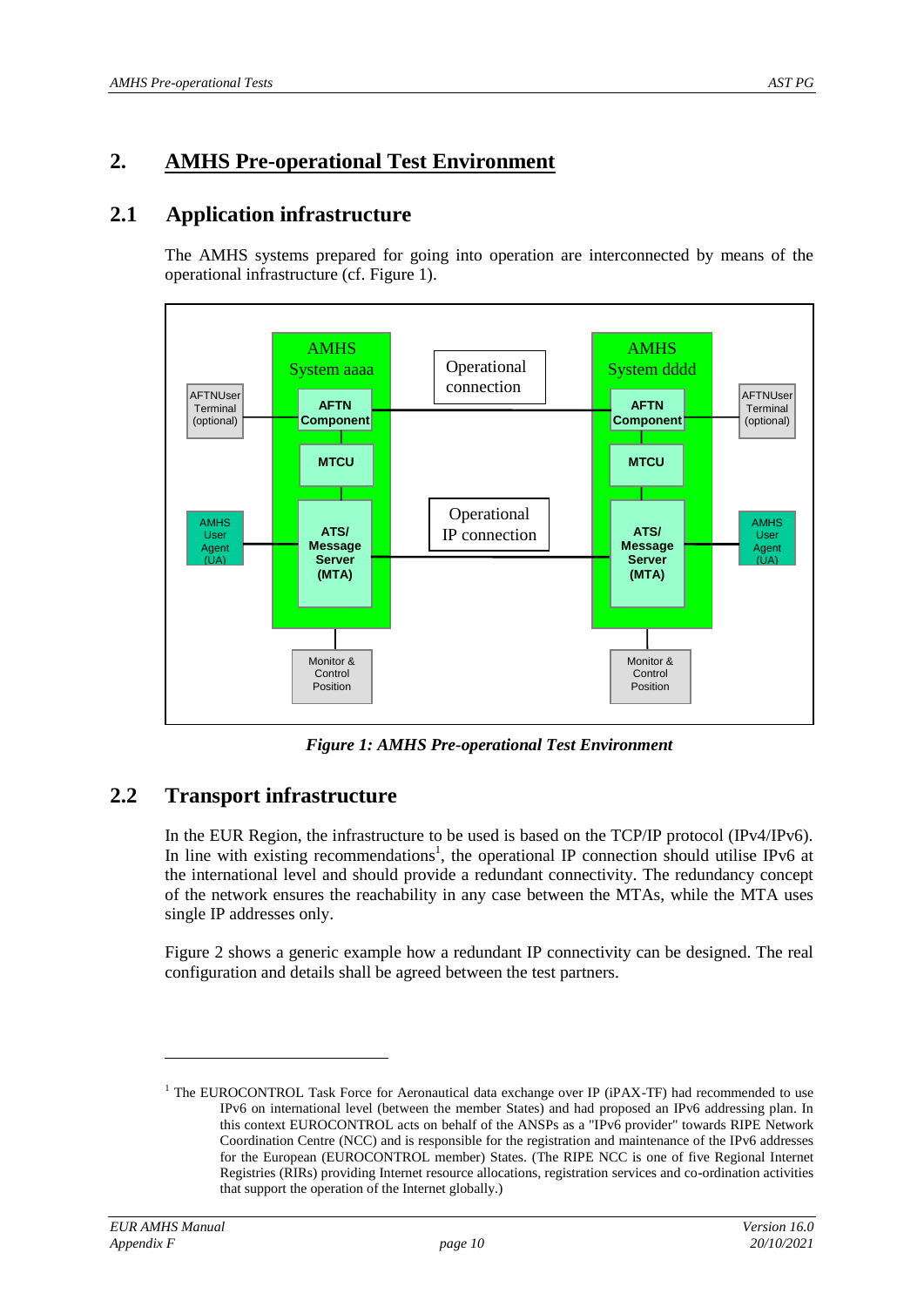# 2. AMHS Pre-operational Test Environment

## 2.1 Application infrastructure

The AMHS systems prepared for going into operation are interconnected by means of the operational infrastructure (cf. Figure 1).

*Figure 1: AMHS Pre-operational Test Environment*

## 2.2 Transport infrastructure

In the EUR Region, the infrastructure to be used is based on the TCP/IP protocol (IPv4/IPv6). In line with existing recommendations[1], the operational IP connection should utilise IPv6 at the international level and should provide a redundant connectivity. The redundancy concept of the network ensures the reachability in any case between the MTAs, while the MTA uses single IP addresses only.

Figure 2 shows a generic example how a redundant IP connectivity can be designed. The real configuration and details shall be agreed between the test partners.

---

[1] The EUROCONTROL Task Force for Aeronautical data exchange over IP (iPAX-TF) had recommended to use IPv6 on international level (between the member States) and had proposed an IPv6 addressing plan. In this context EUROCONTROL acts on behalf of the ANSPs as a "IPv6 provider" towards RIPE Network Coordination Centre (NCC) and is responsible for the registration and maintenance of the IPv6 addresses for the European (EUROCONTROL member) States. (The RIPE NCC is one of five Regional Internet Registries (RIRs) providing Internet resource allocations, registration services and co-ordination activities that support the operation of the Internet globally.)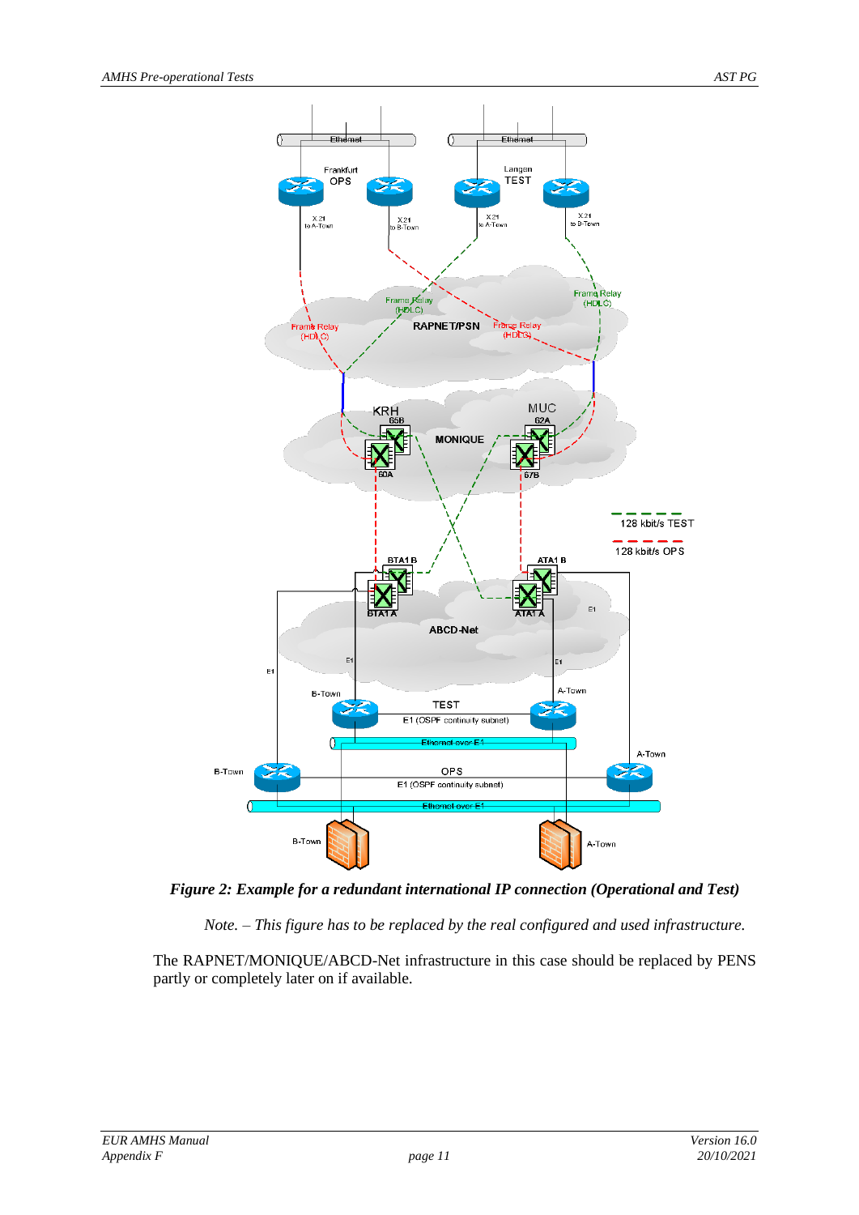*Figure 2: Example for a redundant international IP connection (Operational and Test)*

*Note. – This figure has to be replaced by the real configured and used infrastructure.*

The RAPNET/MONIQUE/ABCD-Net infrastructure in this case should be replaced by PENS partly or completely later on if available.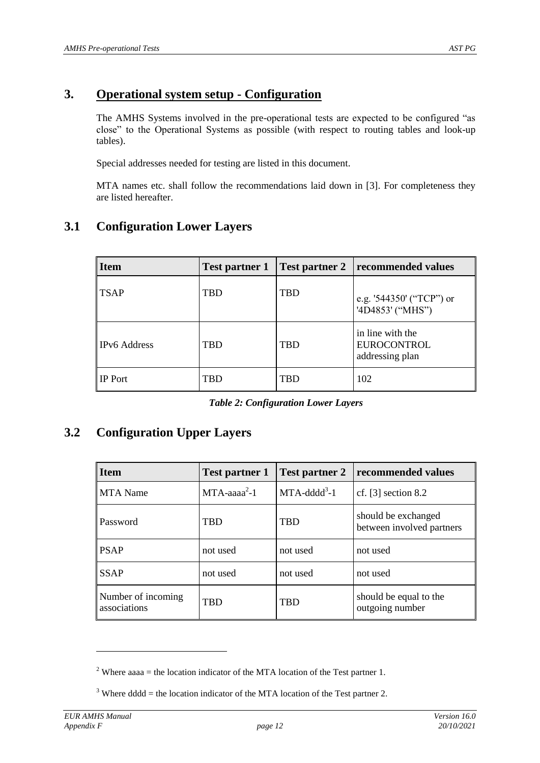# 3. Operational system setup - Configuration

The AMHS Systems involved in the pre-operational tests are expected to be configured "as close" to the Operational Systems as possible (with respect to routing tables and look-up tables).

Special addresses needed for testing are listed in this document.

MTA names etc. shall follow the recommendations laid down in [3]. For completeness they are listed hereafter.

## 3.1 Configuration Lower Layers

| Item | Test partner 1 | Test partner 2 | recommended values |
|---|---|---|---|
| TSAP | TBD | TBD | e.g. '544350' ("TCP") or '4D4853' ("MHS") |
| IPv6 Address | TBD | TBD | in line with the EUROCONTROL addressing plan |
| IP Port | TBD | TBD | 102 |

*Table 2: Configuration Lower Layers*

## 3.2 Configuration Upper Layers

| Item | Test partner 1 | Test partner 2 | recommended values |
|---|---|---|---|
| MTA Name | MTA-aaaa[2]-1 | MTA-dddd[3]-1 | cf. [3] section 8.2 |
| Password | TBD | TBD | should be exchanged between involved partners |
| PSAP | not used | not used | not used |
| SSAP | not used | not used | not used |
| Number of incoming associations | TBD | TBD | should be equal to the outgoing number |

[2] Where aaaa = the location indicator of the MTA location of the Test partner 1.

[3] Where dddd = the location indicator of the MTA location of the Test partner 2.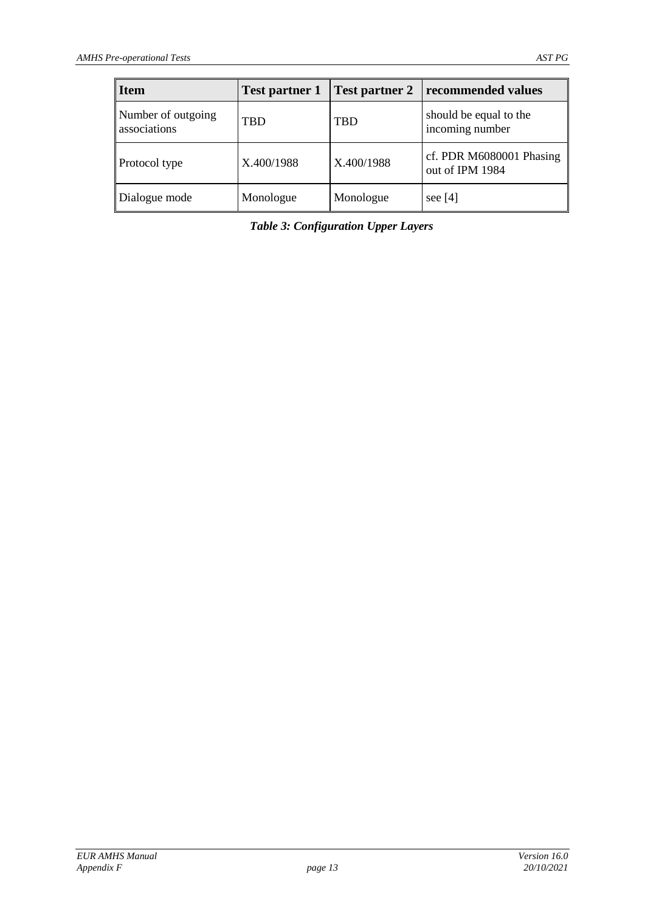| Item | Test partner 1 | Test partner 2 | recommended values |
|---|---|---|---|
| Number of outgoing associations | TBD | TBD | should be equal to the incoming number |
| Protocol type | X.400/1988 | X.400/1988 | cf. PDR M6080001 Phasing out of IPM 1984 |
| Dialogue mode | Monologue | Monologue | see [4] |

***Table 3: Configuration Upper Layers***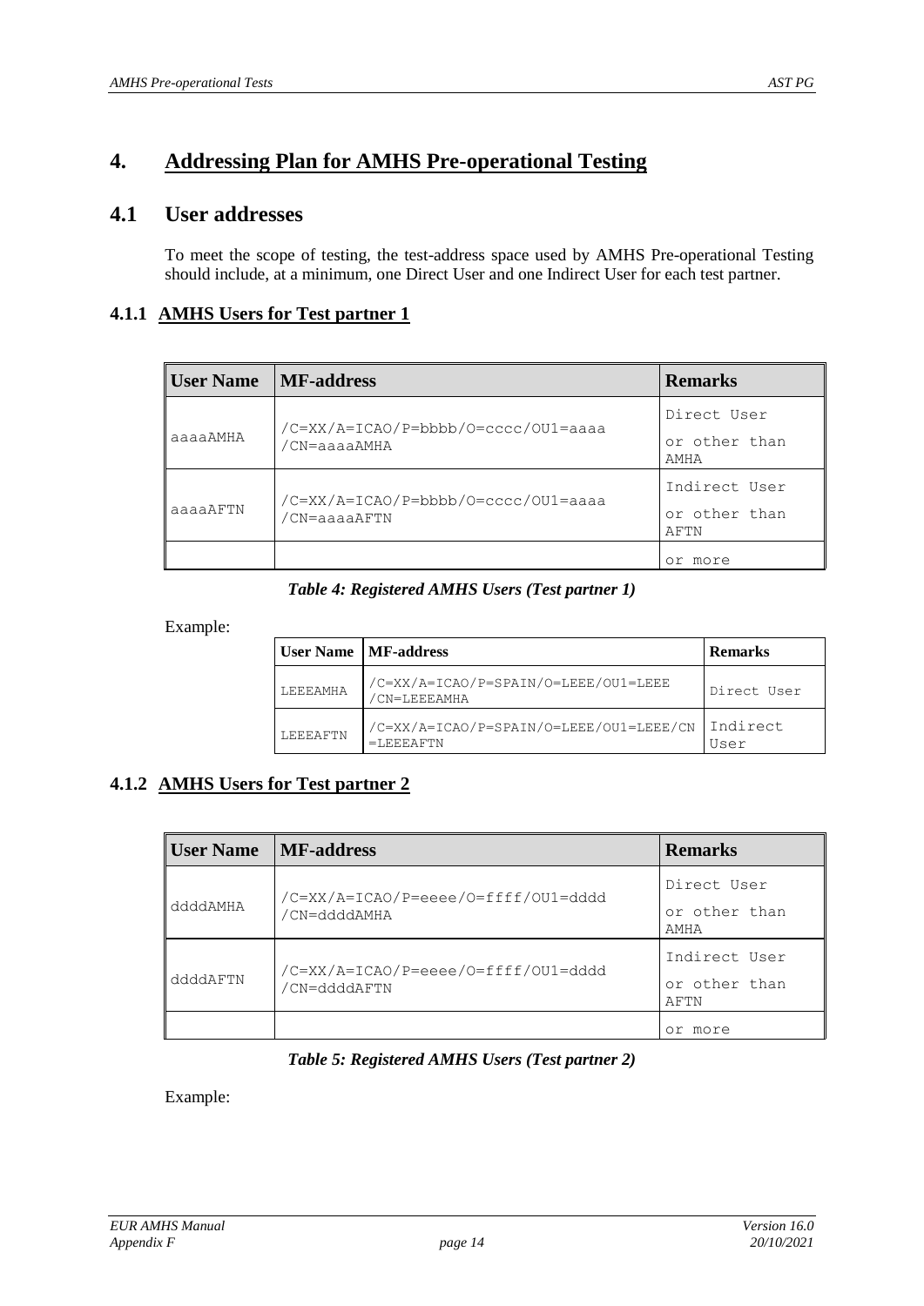# 4. Addressing Plan for AMHS Pre-operational Testing

## 4.1 User addresses

To meet the scope of testing, the test-address space used by AMHS Pre-operational Testing should include, at a minimum, one Direct User and one Indirect User for each test partner.

### 4.1.1 AMHS Users for Test partner 1

| User Name | MF-address | Remarks |
|---|---|---|
| aaaaAMHA | /C=XX/A=ICAO/P=bbbb/O=cccc/OU1=aaaa /CN=aaaaAMHA | Direct User or other than AMHA |
| aaaaAFTN | /C=XX/A=ICAO/P=bbbb/O=cccc/OU1=aaaa /CN=aaaaAFTN | Indirect User or other than AFTN |
| | | or more |

*Table 4: Registered AMHS Users (Test partner 1)*

Example:

| User Name | MF-address | Remarks |
|---|---|---|
| LEEEAMHA | /C=XX/A=ICAO/P=SPAIN/O=LEEE/OU1=LEEE /CN=LEEEAMHA | Direct User |
| LEEEAFTN | /C=XX/A=ICAO/P=SPAIN/O=LEEE/OU1=LEEE/CN =LEEEAFTN | Indirect User |

### 4.1.2 AMHS Users for Test partner 2

| User Name | MF-address | Remarks |
|---|---|---|
| ddddAMHA | /C=XX/A=ICAO/P=eeee/O=ffff/OU1=dddd /CN=ddddAMHA | Direct User or other than AMHA |
| ddddAFTN | /C=XX/A=ICAO/P=eeee/O=ffff/OU1=dddd /CN=ddddAFTN | Indirect User or other than AFTN |
| | | or more |

*Table 5: Registered AMHS Users (Test partner 2)*

Example: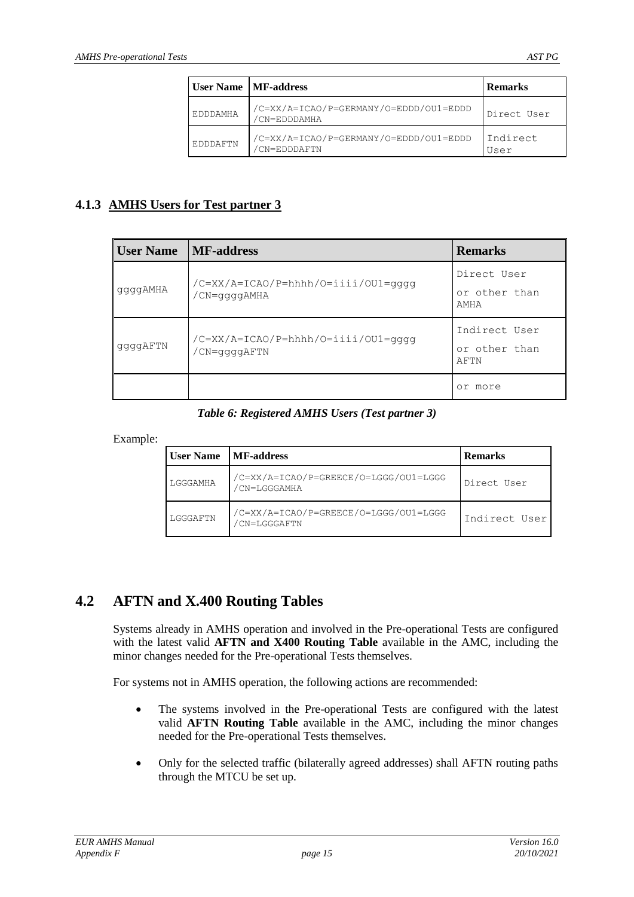| User Name | MF-address | Remarks |
|---|---|---|
| EDDDAMHA | /C=XX/A=ICAO/P=GERMANY/O=EDDD/OU1=EDDD /CN=EDDDAMHA | Direct User |
| EDDDAFTN | /C=XX/A=ICAO/P=GERMANY/O=EDDD/OU1=EDDD /CN=EDDDAFTN | Indirect User |

### 4.1.3 AMHS Users for Test partner 3

| User Name | MF-address | Remarks |
|---|---|---|
| ggggAMHA | /C=XX/A=ICAO/P=hhhh/O=iiii/OU1=gggg /CN=ggggAMHA | Direct User or other than AMHA |
| ggggAFTN | /C=XX/A=ICAO/P=hhhh/O=iiii/OU1=gggg /CN=ggggAFTN | Indirect User or other than AFTN |
| | | or more |

*Table 6: Registered AMHS Users (Test partner 3)*

Example:

| User Name | MF-address | Remarks |
|---|---|---|
| LGGGAMHA | /C=XX/A=ICAO/P=GREECE/O=LGGG/OU1=LGGG /CN=LGGGAMHA | Direct User |
| LGGGAFTN | /C=XX/A=ICAO/P=GREECE/O=LGGG/OU1=LGGG /CN=LGGGAFTN | Indirect User |

## 4.2 AFTN and X.400 Routing Tables

Systems already in AMHS operation and involved in the Pre-operational Tests are configured with the latest valid **AFTN and X400 Routing Table** available in the AMC, including the minor changes needed for the Pre-operational Tests themselves.

For systems not in AMHS operation, the following actions are recommended:

- The systems involved in the Pre-operational Tests are configured with the latest valid **AFTN Routing Table** available in the AMC, including the minor changes needed for the Pre-operational Tests themselves.
- Only for the selected traffic (bilaterally agreed addresses) shall AFTN routing paths through the MTCU be set up.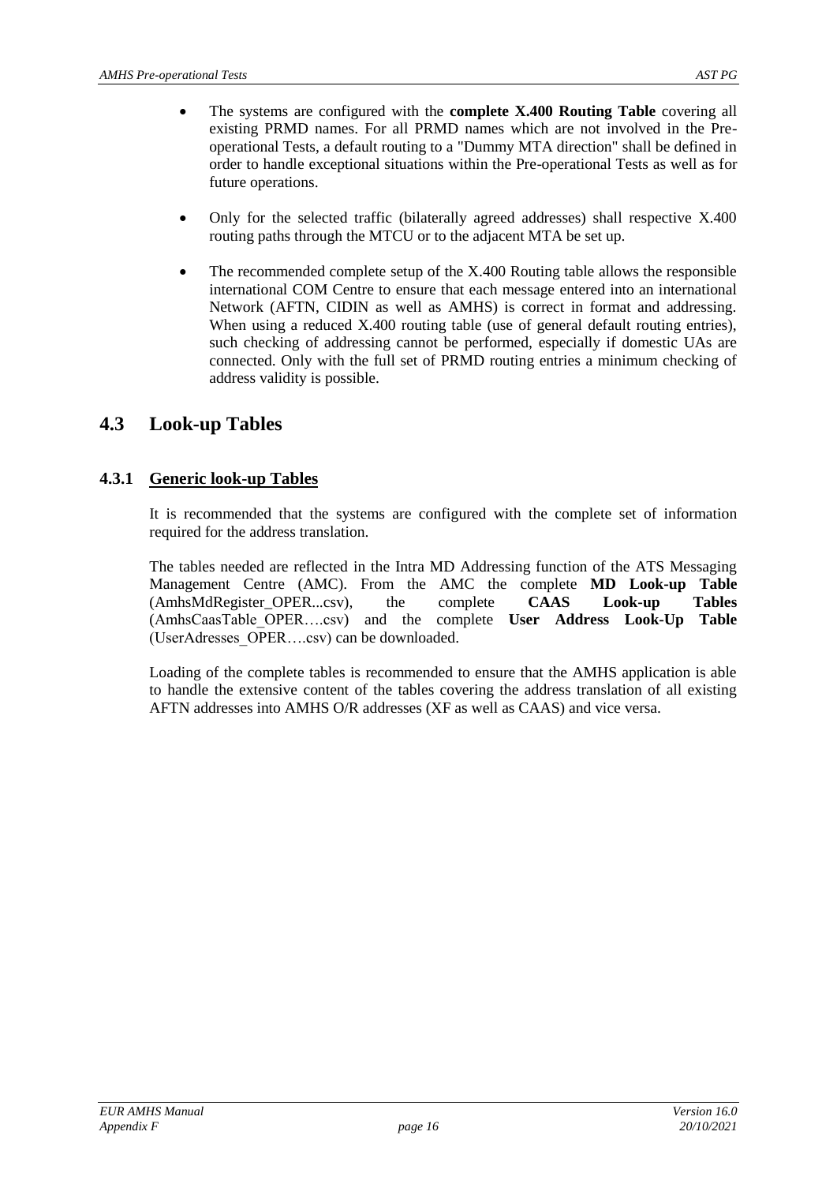- The systems are configured with the **complete X.400 Routing Table** covering all existing PRMD names. For all PRMD names which are not involved in the Pre-operational Tests, a default routing to a "Dummy MTA direction" shall be defined in order to handle exceptional situations within the Pre-operational Tests as well as for future operations.

- Only for the selected traffic (bilaterally agreed addresses) shall respective X.400 routing paths through the MTCU or to the adjacent MTA be set up.

- The recommended complete setup of the X.400 Routing table allows the responsible international COM Centre to ensure that each message entered into an international Network (AFTN, CIDIN as well as AMHS) is correct in format and addressing. When using a reduced X.400 routing table (use of general default routing entries), such checking of addressing cannot be performed, especially if domestic UAs are connected. Only with the full set of PRMD routing entries a minimum checking of address validity is possible.

## 4.3 Look-up Tables

### 4.3.1 Generic look-up Tables

It is recommended that the systems are configured with the complete set of information required for the address translation.

The tables needed are reflected in the Intra MD Addressing function of the ATS Messaging Management Centre (AMC). From the AMC the complete **MD Look-up Table** (AmhsMdRegister_OPER...csv), the complete **CAAS Look-up Tables** (AmhsCaasTable_OPER….csv) and the complete **User Address Look-Up Table** (UserAdresses_OPER….csv) can be downloaded.

Loading of the complete tables is recommended to ensure that the AMHS application is able to handle the extensive content of the tables covering the address translation of all existing AFTN addresses into AMHS O/R addresses (XF as well as CAAS) and vice versa.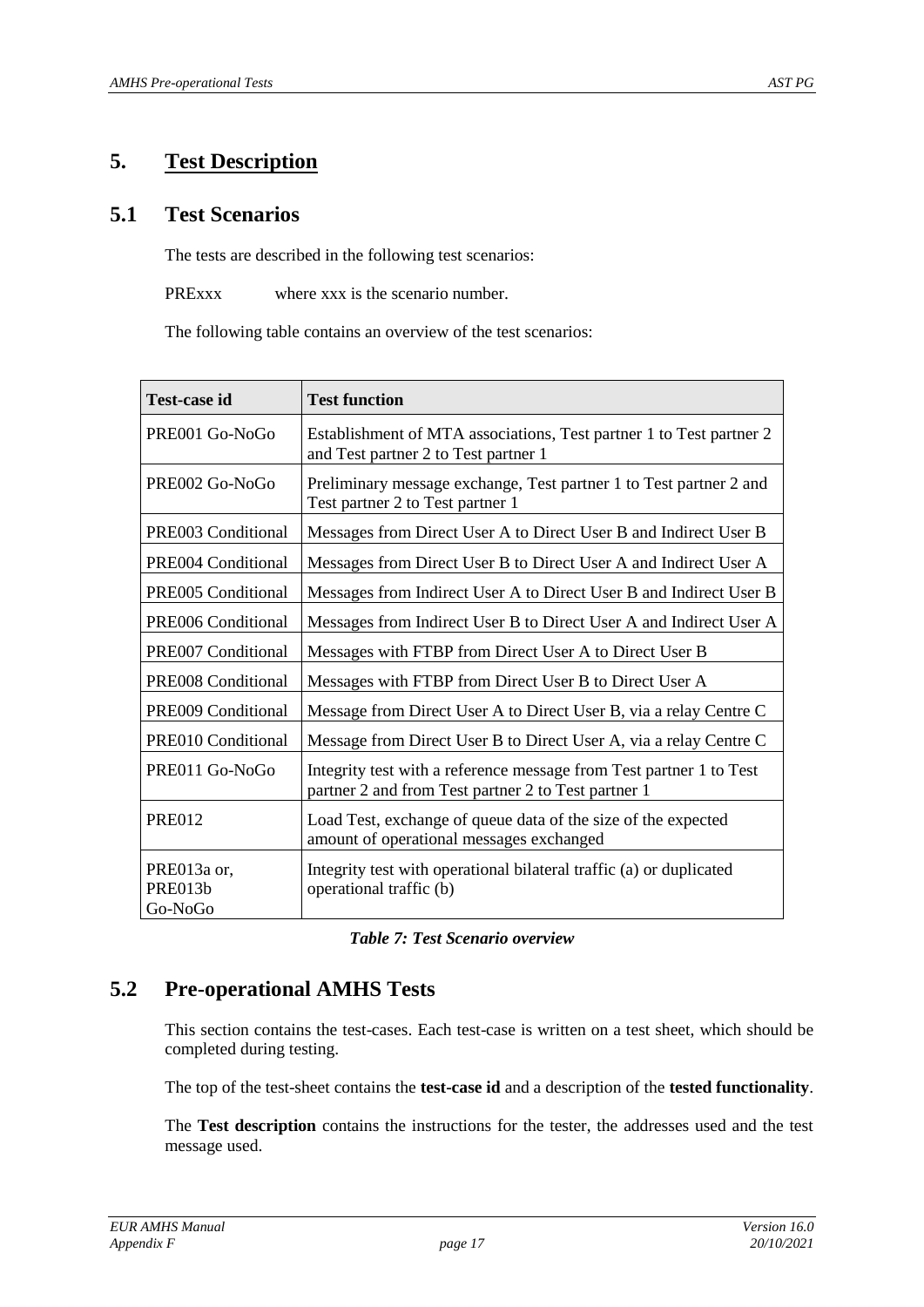# 5. Test Description

## 5.1 Test Scenarios

The tests are described in the following test scenarios:

PRExxx where xxx is the scenario number.

The following table contains an overview of the test scenarios:

| Test-case id | Test function |
|---|---|
| PRE001 Go-NoGo | Establishment of MTA associations, Test partner 1 to Test partner 2 and Test partner 2 to Test partner 1 |
| PRE002 Go-NoGo | Preliminary message exchange, Test partner 1 to Test partner 2 and Test partner 2 to Test partner 1 |
| PRE003 Conditional | Messages from Direct User A to Direct User B and Indirect User B |
| PRE004 Conditional | Messages from Direct User B to Direct User A and Indirect User A |
| PRE005 Conditional | Messages from Indirect User A to Direct User B and Indirect User B |
| PRE006 Conditional | Messages from Indirect User B to Direct User A and Indirect User A |
| PRE007 Conditional | Messages with FTBP from Direct User A to Direct User B |
| PRE008 Conditional | Messages with FTBP from Direct User B to Direct User A |
| PRE009 Conditional | Message from Direct User A to Direct User B, via a relay Centre C |
| PRE010 Conditional | Message from Direct User B to Direct User A, via a relay Centre C |
| PRE011 Go-NoGo | Integrity test with a reference message from Test partner 1 to Test partner 2 and from Test partner 2 to Test partner 1 |
| PRE012 | Load Test, exchange of queue data of the size of the expected amount of operational messages exchanged |
| PRE013a or, PRE013b Go-NoGo | Integrity test with operational bilateral traffic (a) or duplicated operational traffic (b) |

***Table 7: Test Scenario overview***

## 5.2 Pre-operational AMHS Tests

This section contains the test-cases. Each test-case is written on a test sheet, which should be completed during testing.

The top of the test-sheet contains the **test-case id** and a description of the **tested functionality**.

The **Test description** contains the instructions for the tester, the addresses used and the test message used.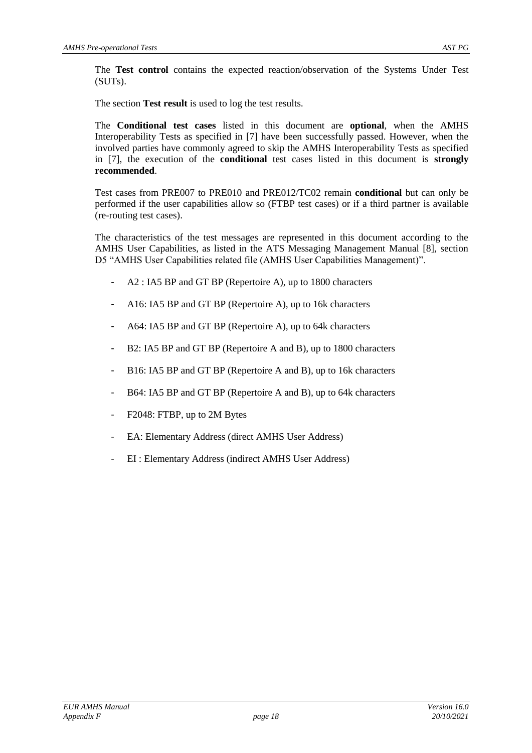The **Test control** contains the expected reaction/observation of the Systems Under Test (SUTs).

The section **Test result** is used to log the test results.

The **Conditional test cases** listed in this document are **optional**, when the AMHS Interoperability Tests as specified in [7] have been successfully passed. However, when the involved parties have commonly agreed to skip the AMHS Interoperability Tests as specified in [7], the execution of the **conditional** test cases listed in this document is **strongly recommended**.

Test cases from PRE007 to PRE010 and PRE012/TC02 remain **conditional** but can only be performed if the user capabilities allow so (FTBP test cases) or if a third partner is available (re-routing test cases).

The characteristics of the test messages are represented in this document according to the AMHS User Capabilities, as listed in the ATS Messaging Management Manual [8], section D5 "AMHS User Capabilities related file (AMHS User Capabilities Management)".

- A2 : IA5 BP and GT BP (Repertoire A), up to 1800 characters
- A16: IA5 BP and GT BP (Repertoire A), up to 16k characters
- A64: IA5 BP and GT BP (Repertoire A), up to 64k characters
- B2: IA5 BP and GT BP (Repertoire A and B), up to 1800 characters
- B16: IA5 BP and GT BP (Repertoire A and B), up to 16k characters
- B64: IA5 BP and GT BP (Repertoire A and B), up to 64k characters
- F2048: FTBP, up to 2M Bytes
- EA: Elementary Address (direct AMHS User Address)
- EI : Elementary Address (indirect AMHS User Address)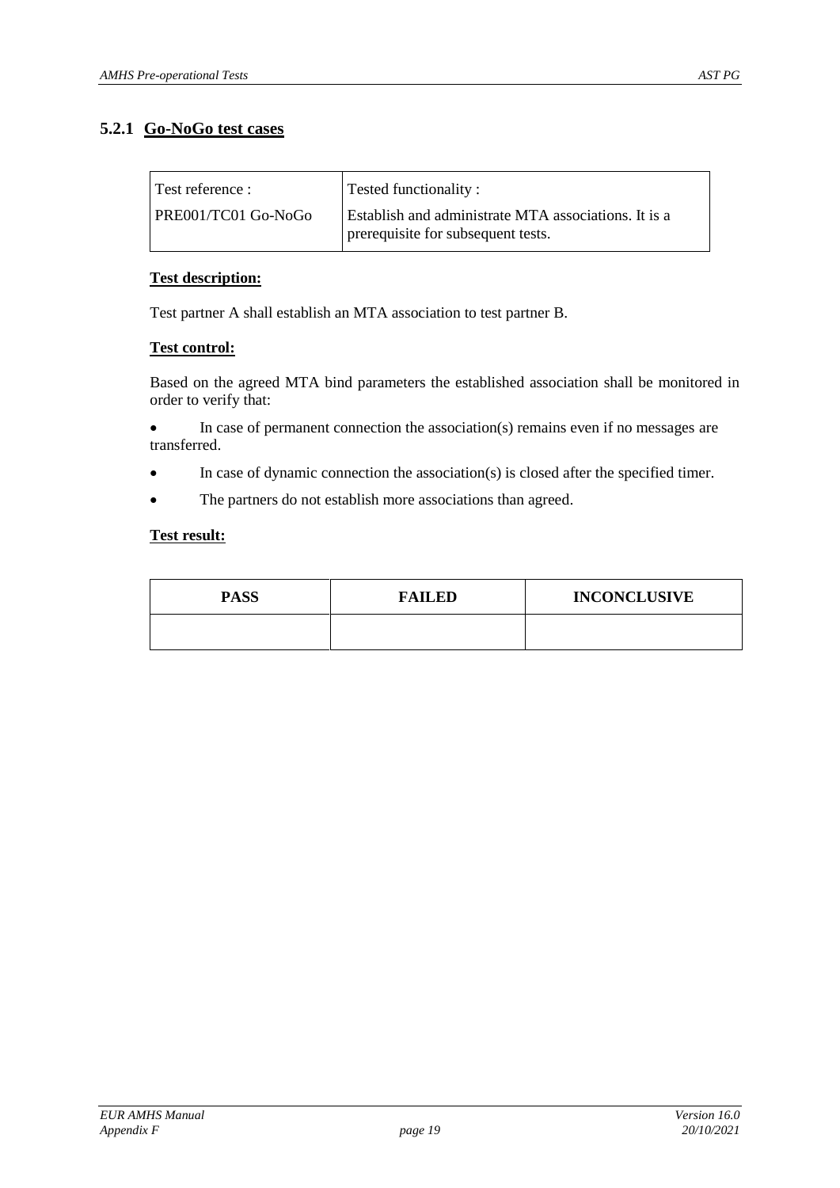### 5.2.1 Go-NoGo test cases

| Test reference : | Tested functionality : |
|---|---|
| PRE001/TC01 Go-NoGo | Establish and administrate MTA associations. It is a prerequisite for subsequent tests. |

**Test description:**

Test partner A shall establish an MTA association to test partner B.

**Test control:**

Based on the agreed MTA bind parameters the established association shall be monitored in order to verify that:

- In case of permanent connection the association(s) remains even if no messages are transferred.
- In case of dynamic connection the association(s) is closed after the specified timer.
- The partners do not establish more associations than agreed.

**Test result:**

| PASS | FAILED | INCONCLUSIVE |
|---|---|---|
| | | |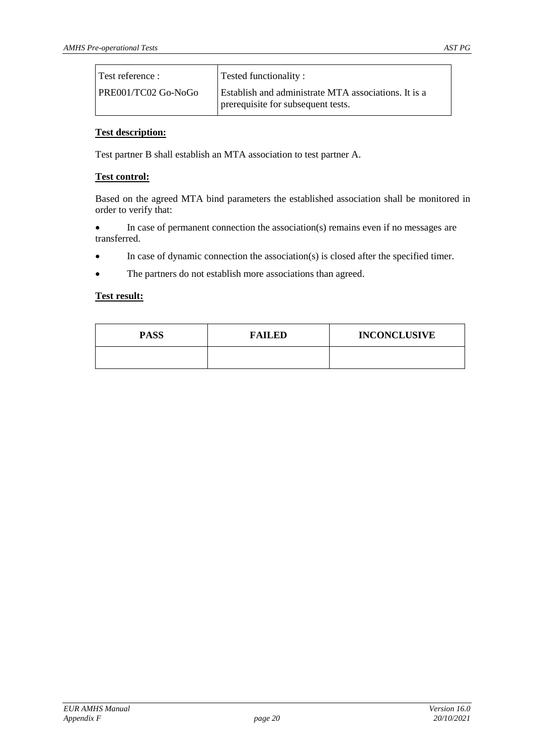| Test reference : | Tested functionality : |
|---|---|
| PRE001/TC02 Go-NoGo | Establish and administrate MTA associations. It is a prerequisite for subsequent tests. |

**Test description:**

Test partner B shall establish an MTA association to test partner A.

**Test control:**

Based on the agreed MTA bind parameters the established association shall be monitored in order to verify that:

- In case of permanent connection the association(s) remains even if no messages are transferred.
- In case of dynamic connection the association(s) is closed after the specified timer.
- The partners do not establish more associations than agreed.

**Test result:**

| PASS | FAILED | INCONCLUSIVE |
|---|---|---|
| | | |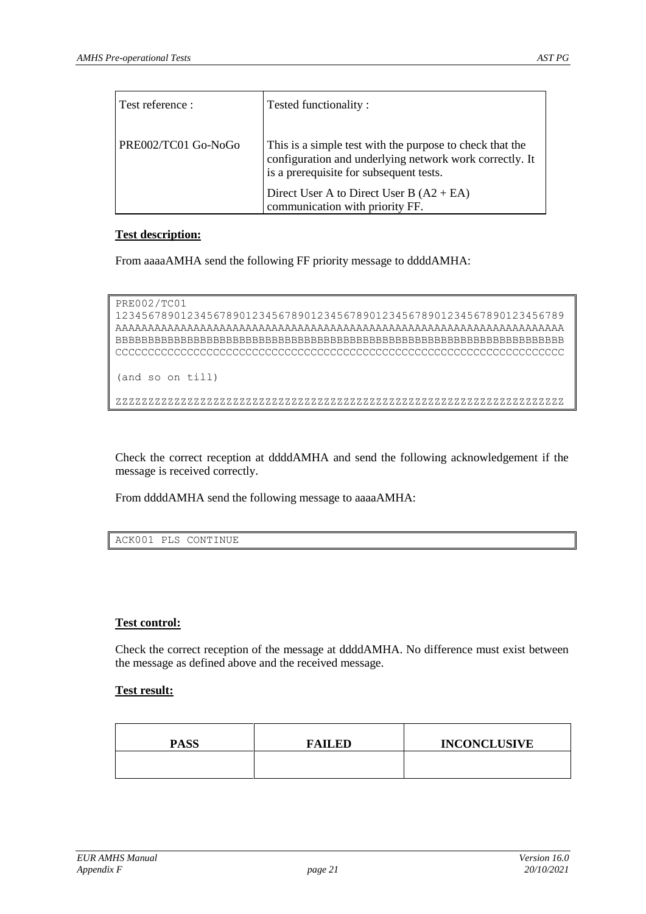| Test reference : | Tested functionality : |
|---|---|
| PRE002/TC01 Go-NoGo | This is a simple test with the purpose to check that the configuration and underlying network work correctly. It is a prerequisite for subsequent tests.<br>Direct User A to Direct User B (A2 + EA) communication with priority FF. |

**Test description:**

From aaaaAMHA send the following FF priority message to ddddAMHA:

```
PRE002/TC01
1234567890123456789012345678901234567890123456789012345678901234567890123456789
AAAAAAAAAAAAAAAAAAAAAAAAAAAAAAAAAAAAAAAAAAAAAAAAAAAAAAAAAAAAAAAAAAAAAAAAAAAAAAAAAAA
BBBBBBBBBBBBBBBBBBBBBBBBBBBBBBBBBBBBBBBBBBBBBBBBBBBBBBBBBBBBBBBBBBBBBBBBBBBBBBBBB
CCCCCCCCCCCCCCCCCCCCCCCCCCCCCCCCCCCCCCCCCCCCCCCCCCCCCCCCCCCCCCCCCCCCCCCCCCCCCCCCCCC

(and so on till)

ZZZZZZZZZZZZZZZZZZZZZZZZZZZZZZZZZZZZZZZZZZZZZZZZZZZZZZZZZZZZZZZZZZZZZZZZZZZZZZZZZ
```

Check the correct reception at ddddAMHA and send the following acknowledgement if the message is received correctly.

From ddddAMHA send the following message to aaaaAMHA:

```
ACK001 PLS CONTINUE
```

**Test control:**

Check the correct reception of the message at ddddAMHA. No difference must exist between the message as defined above and the received message.

**Test result:**

| PASS | FAILED | INCONCLUSIVE |
|---|---|---|
| | | |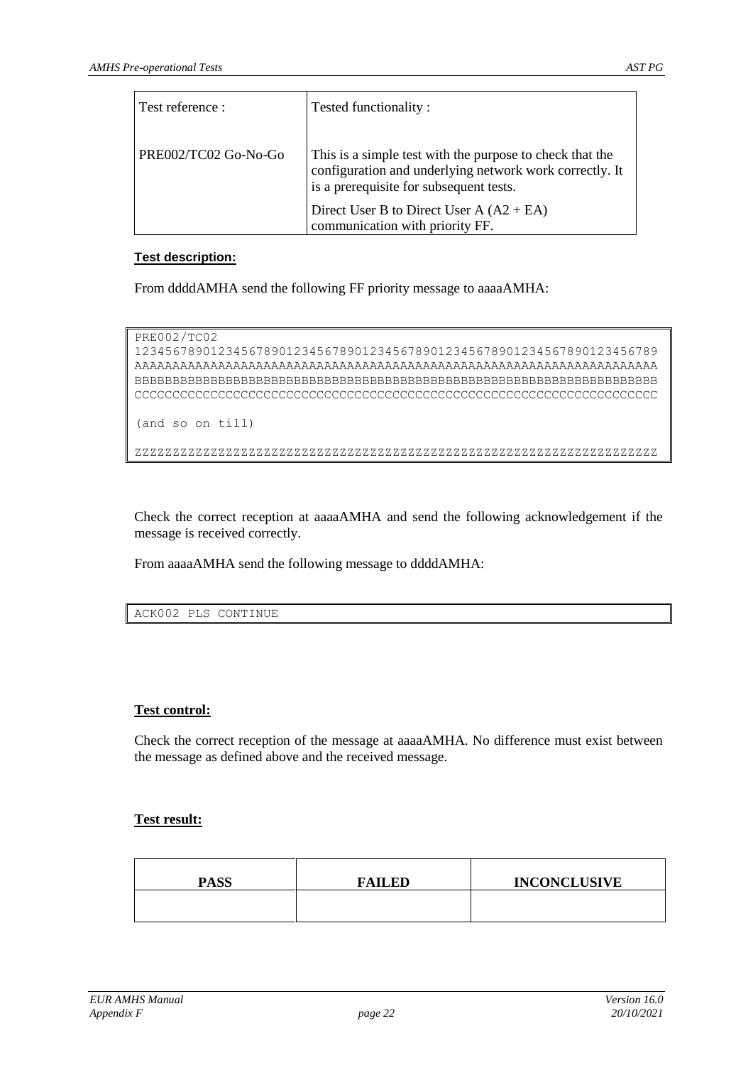| Test reference : | Tested functionality : |
| --- | --- |
| PRE002/TC02 Go-No-Go | This is a simple test with the purpose to check that the configuration and underlying network work correctly. It is a prerequisite for subsequent tests.<br><br>Direct User B to Direct User A (A2 + EA) communication with priority FF. |

**Test description:**

From ddddAMHA send the following FF priority message to aaaaAMHA:

```
PRE002/TC02
123456789012345678901234567890123456789012345678901234567890123456789
AAAAAAAAAAAAAAAAAAAAAAAAAAAAAAAAAAAAAAAAAAAAAAAAAAAAAAAAAAAAAAAAAAAAA
BBBBBBBBBBBBBBBBBBBBBBBBBBBBBBBBBBBBBBBBBBBBBBBBBBBBBBBBBBBBBBBBBBBBB
CCCCCCCCCCCCCCCCCCCCCCCCCCCCCCCCCCCCCCCCCCCCCCCCCCCCCCCCCCCCCCCCCCCCC

(and so on till)

ZZZZZZZZZZZZZZZZZZZZZZZZZZZZZZZZZZZZZZZZZZZZZZZZZZZZZZZZZZZZZZZZZZZZZ
```

Check the correct reception at aaaaAMHA and send the following acknowledgement if the message is received correctly.

From aaaaAMHA send the following message to ddddAMHA:

```
ACK002 PLS CONTINUE
```

**Test control:**

Check the correct reception of the message at aaaaAMHA. No difference must exist between the message as defined above and the received message.

**Test result:**

| PASS | FAILED | INCONCLUSIVE |
| --- | --- | --- |
| | | |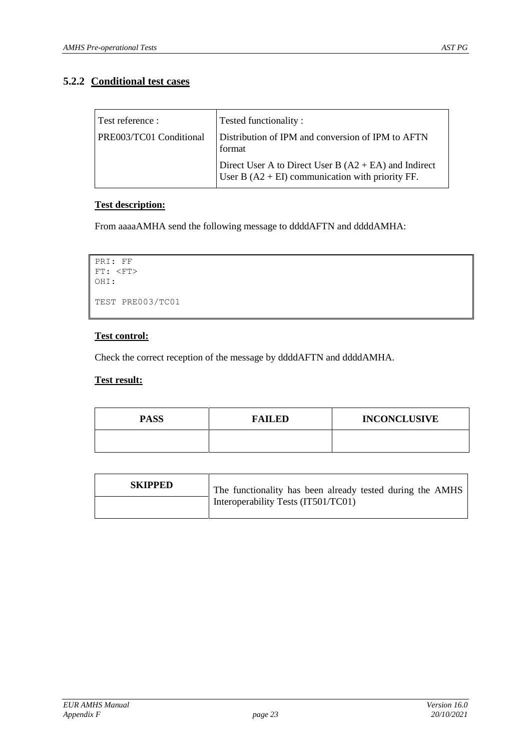### 5.2.2 Conditional test cases

| Test reference : | Tested functionality : |
|---|---|
| PRE003/TC01 Conditional | Distribution of IPM and conversion of IPM to AFTN format<br><br>Direct User A to Direct User B (A2 + EA) and Indirect User B (A2 + EI) communication with priority FF. |

**Test description:**

From aaaaAMHA send the following message to ddddAFTN and ddddAMHA:

```
PRI: FF
FT: <FT>
OHI:

TEST PRE003/TC01
```

**Test control:**

Check the correct reception of the message by ddddAFTN and ddddAMHA.

**Test result:**

| PASS | FAILED | INCONCLUSIVE |
|---|---|---|
| | | |

| SKIPPED | The functionality has been already tested during the AMHS Interoperability Tests (IT501/TC01) |
|---|---|
| | |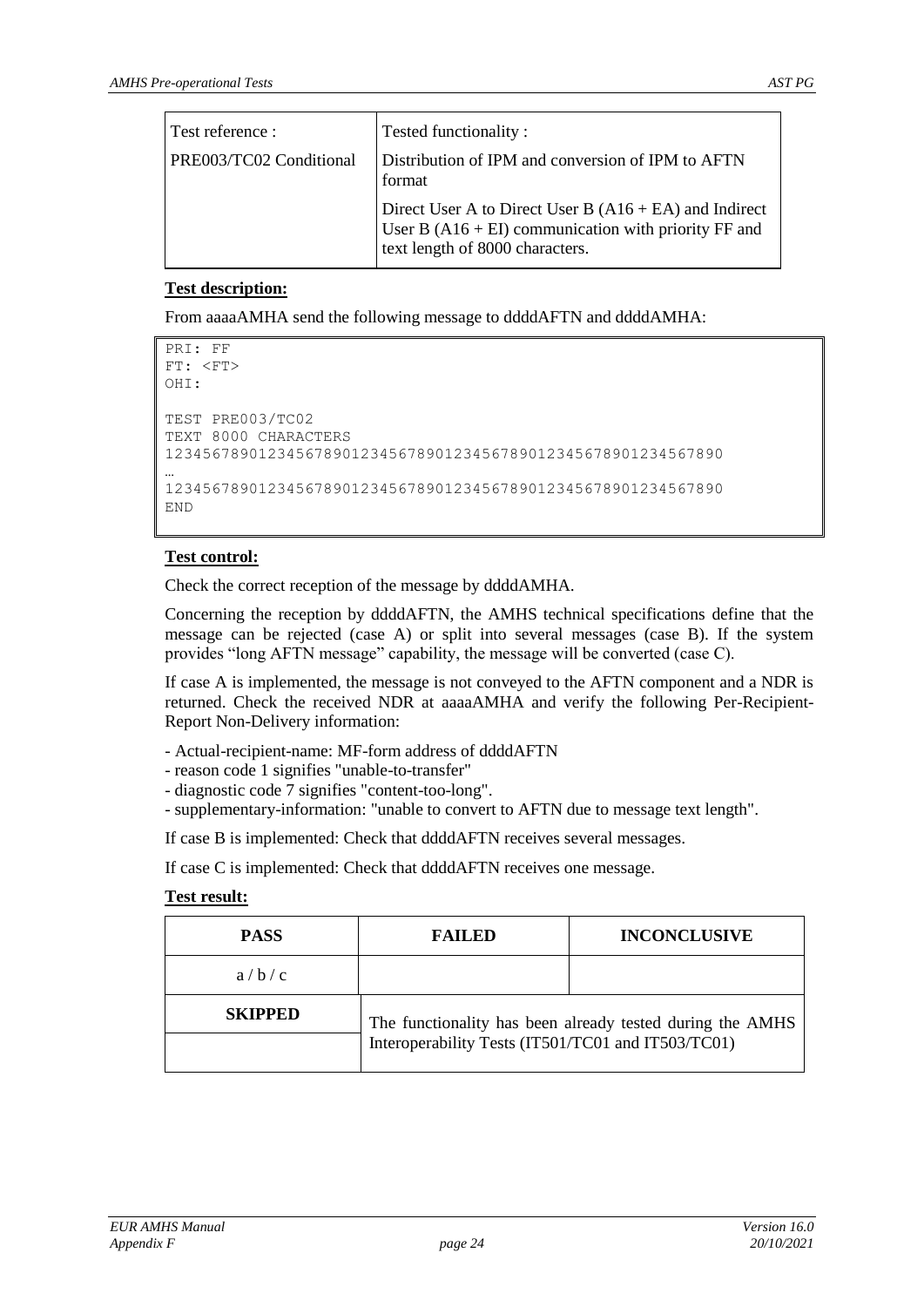| Test reference : | Tested functionality : |
| --- | --- |
| PRE003/TC02 Conditional | Distribution of IPM and conversion of IPM to AFTN format<br><br>Direct User A to Direct User B (A16 + EA) and Indirect User B (A16 + EI) communication with priority FF and text length of 8000 characters. |

**Test description:**

From aaaaAMHA send the following message to ddddAFTN and ddddAMHA:

```
PRI: FF
FT: <FT>
OHI:

TEST PRE003/TC02
TEXT 8000 CHARACTERS
12345678901234567890123456789012345678901234567890123456789
…
12345678901234567890123456789012345678901234567890123456789
END
```

**Test control:**

Check the correct reception of the message by ddddAMHA.

Concerning the reception by ddddAFTN, the AMHS technical specifications define that the message can be rejected (case A) or split into several messages (case B). If the system provides "long AFTN message" capability, the message will be converted (case C).

If case A is implemented, the message is not conveyed to the AFTN component and a NDR is returned. Check the received NDR at aaaaAMHA and verify the following Per-Recipient-Report Non-Delivery information:

- Actual-recipient-name: MF-form address of ddddAFTN
- reason code 1 signifies "unable-to-transfer"
- diagnostic code 7 signifies "content-too-long".
- supplementary-information: "unable to convert to AFTN due to message text length".

If case B is implemented: Check that ddddAFTN receives several messages.

If case C is implemented: Check that ddddAFTN receives one message.

**Test result:**

| PASS | FAILED | INCONCLUSIVE |
| --- | --- | --- |
| a / b / c | | |
| **SKIPPED** | The functionality has been already tested during the AMHS Interoperability Tests (IT501/TC01 and IT503/TC01) | |
| | | |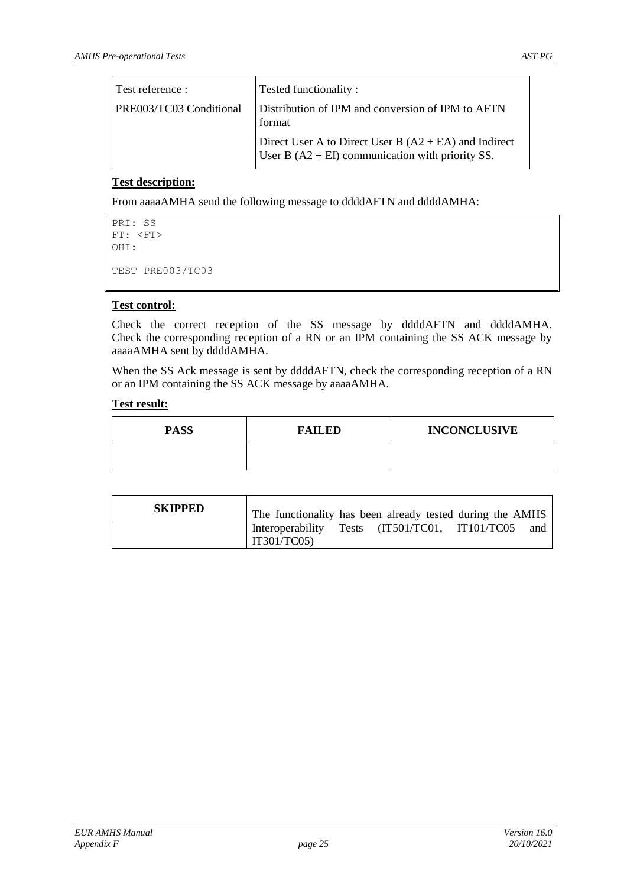| Test reference : | Tested functionality : |
|---|---|
| PRE003/TC03 Conditional | Distribution of IPM and conversion of IPM to AFTN format |
| | Direct User A to Direct User B (A2 + EA) and Indirect User B (A2 + EI) communication with priority SS. |

**Test description:**

From aaaaAMHA send the following message to ddddAFTN and ddddAMHA:

```
PRI: SS
FT: <FT>
OHI:

TEST PRE003/TC03
```

**Test control:**

Check the correct reception of the SS message by ddddAFTN and ddddAMHA. Check the corresponding reception of a RN or an IPM containing the SS ACK message by aaaaAMHA sent by ddddAMHA.

When the SS Ack message is sent by ddddAFTN, check the corresponding reception of a RN or an IPM containing the SS ACK message by aaaaAMHA.

**Test result:**

| PASS | FAILED | INCONCLUSIVE |
|---|---|---|
| | | |

| SKIPPED | The functionality has been already tested during the AMHS Interoperability Tests (IT501/TC01, IT101/TC05 and IT301/TC05) |
|---|---|
| | |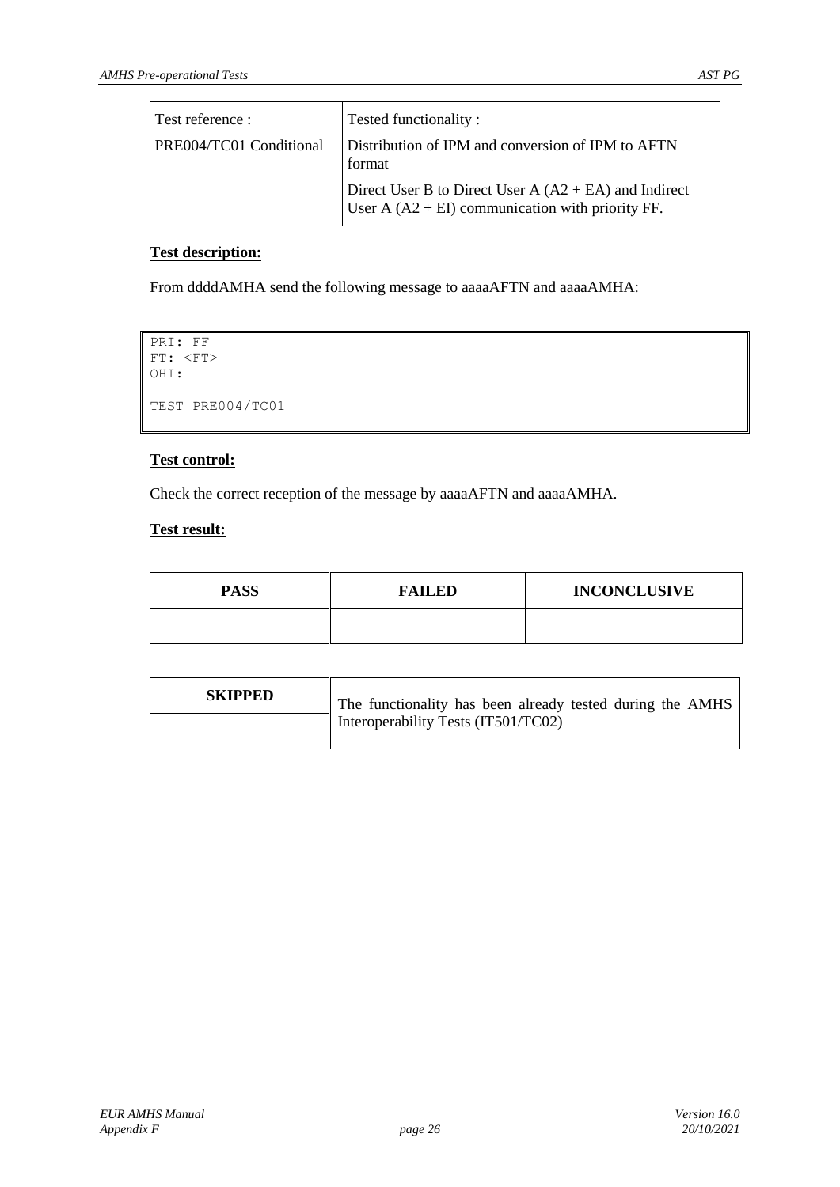| Test reference : | Tested functionality : |
|---|---|
| PRE004/TC01 Conditional | Distribution of IPM and conversion of IPM to AFTN format<br><br>Direct User B to Direct User A (A2 + EA) and Indirect User A (A2 + EI) communication with priority FF. |

**Test description:**

From ddddAMHA send the following message to aaaaAFTN and aaaaAMHA:

```
PRI: FF
FT: <FT>
OHI:

TEST PRE004/TC01
```

**Test control:**

Check the correct reception of the message by aaaaAFTN and aaaaAMHA.

**Test result:**

| PASS | FAILED | INCONCLUSIVE |
|---|---|---|
| | | |

| SKIPPED | The functionality has been already tested during the AMHS Interoperability Tests (IT501/TC02) |
|---|---|
| | |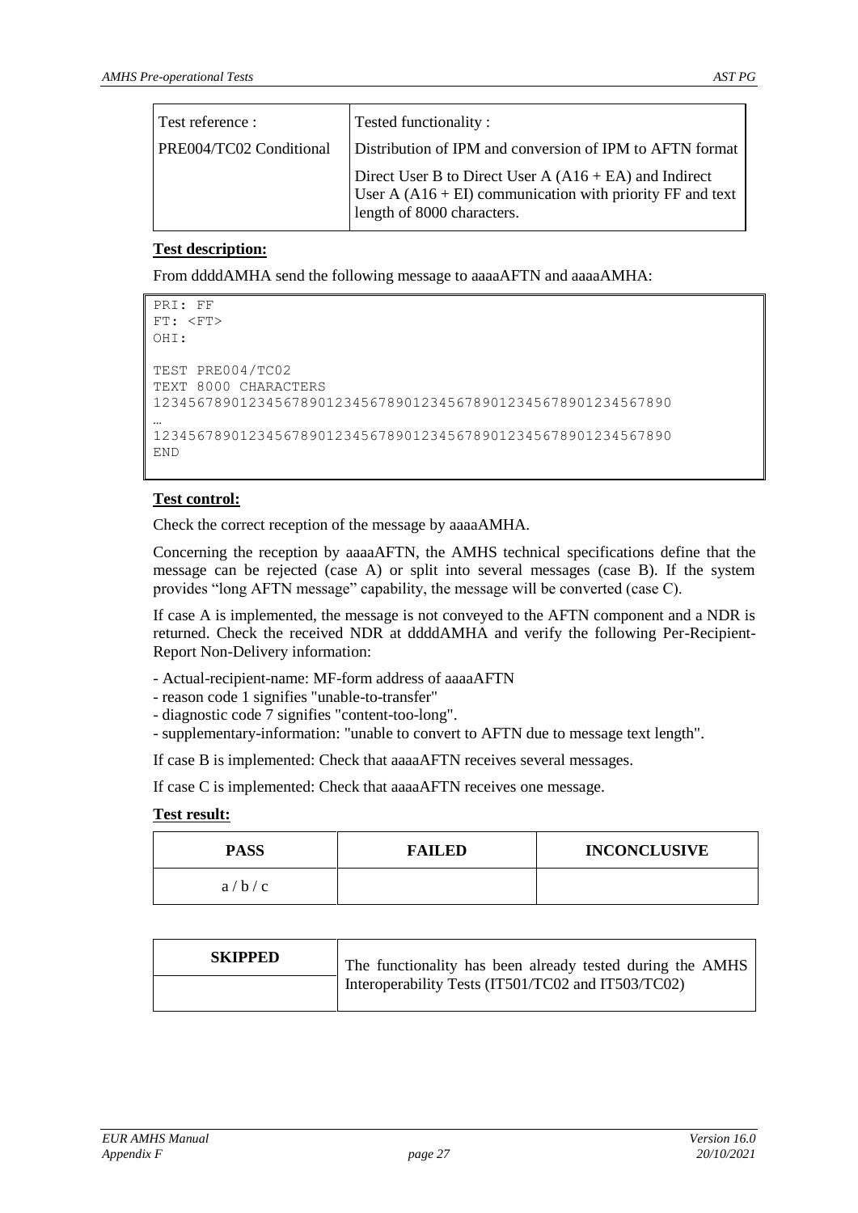| Test reference : | Tested functionality : |
|---|---|
| PRE004/TC02 Conditional | Distribution of IPM and conversion of IPM to AFTN format |
| | Direct User B to Direct User A (A16 + EA) and Indirect User A (A16 + EI) communication with priority FF and text length of 8000 characters. |

**Test description:**

From ddddAMHA send the following message to aaaaAFTN and aaaaAMHA:

```
PRI: FF
FT: <FT>
OHI:

TEST PRE004/TC02
TEXT 8000 CHARACTERS
123456789012345678901234567890123456789012345678901234567890
…
123456789012345678901234567890123456789012345678901234567890
END
```

**Test control:**

Check the correct reception of the message by aaaaAMHA.

Concerning the reception by aaaaAFTN, the AMHS technical specifications define that the message can be rejected (case A) or split into several messages (case B). If the system provides "long AFTN message" capability, the message will be converted (case C).

If case A is implemented, the message is not conveyed to the AFTN component and a NDR is returned. Check the received NDR at ddddAMHA and verify the following Per-Recipient-Report Non-Delivery information:

- Actual-recipient-name: MF-form address of aaaaAFTN
- reason code 1 signifies "unable-to-transfer"
- diagnostic code 7 signifies "content-too-long".
- supplementary-information: "unable to convert to AFTN due to message text length".

If case B is implemented: Check that aaaaAFTN receives several messages.

If case C is implemented: Check that aaaaAFTN receives one message.

**Test result:**

| PASS | FAILED | INCONCLUSIVE |
|---|---|---|
| a / b / c | | |

| SKIPPED | The functionality has been already tested during the AMHS Interoperability Tests (IT501/TC02 and IT503/TC02) |
|---|---|
| | |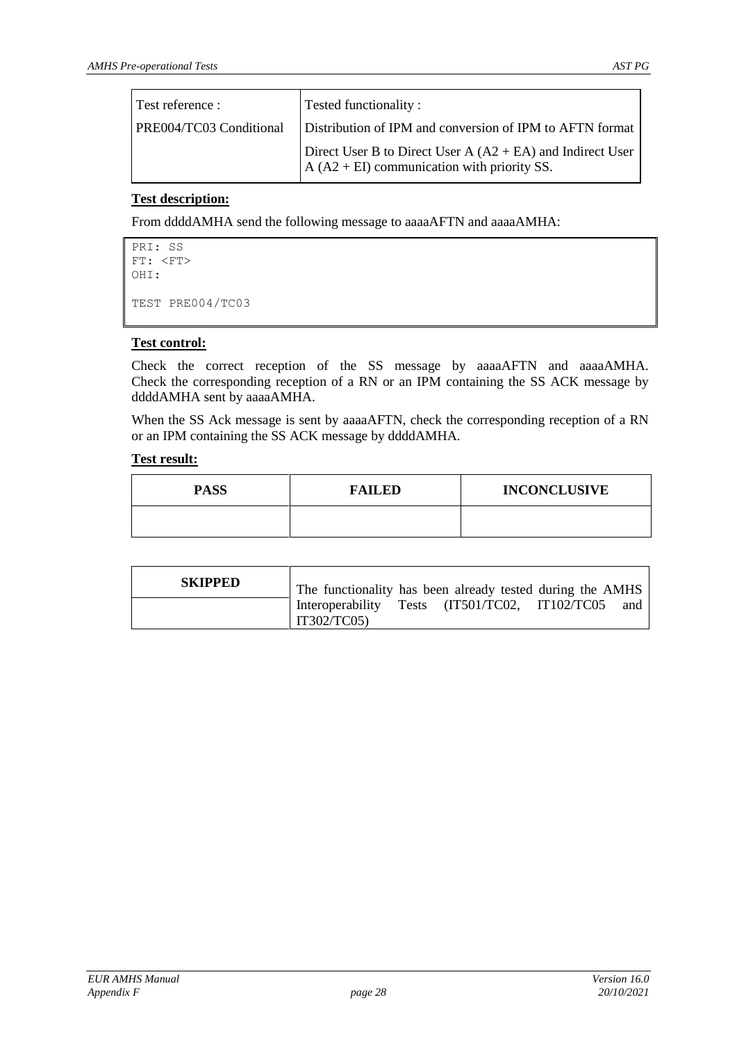| Test reference : | Tested functionality : |
|---|---|
| PRE004/TC03 Conditional | Distribution of IPM and conversion of IPM to AFTN format |
| | Direct User B to Direct User A (A2 + EA) and Indirect User A (A2 + EI) communication with priority SS. |

**Test description:**

From ddddAMHA send the following message to aaaaAFTN and aaaaAMHA:

```
PRI: SS
FT: <FT>
OHI:

TEST PRE004/TC03
```

**Test control:**

Check the correct reception of the SS message by aaaaAFTN and aaaaAMHA. Check the corresponding reception of a RN or an IPM containing the SS ACK message by ddddAMHA sent by aaaaAMHA.

When the SS Ack message is sent by aaaaAFTN, check the corresponding reception of a RN or an IPM containing the SS ACK message by ddddAMHA.

**Test result:**

| PASS | FAILED | INCONCLUSIVE |
|---|---|---|
| | | |

| SKIPPED | The functionality has been already tested during the AMHS Interoperability Tests (IT501/TC02, IT102/TC05 and IT302/TC05) |
|---|---|
| | |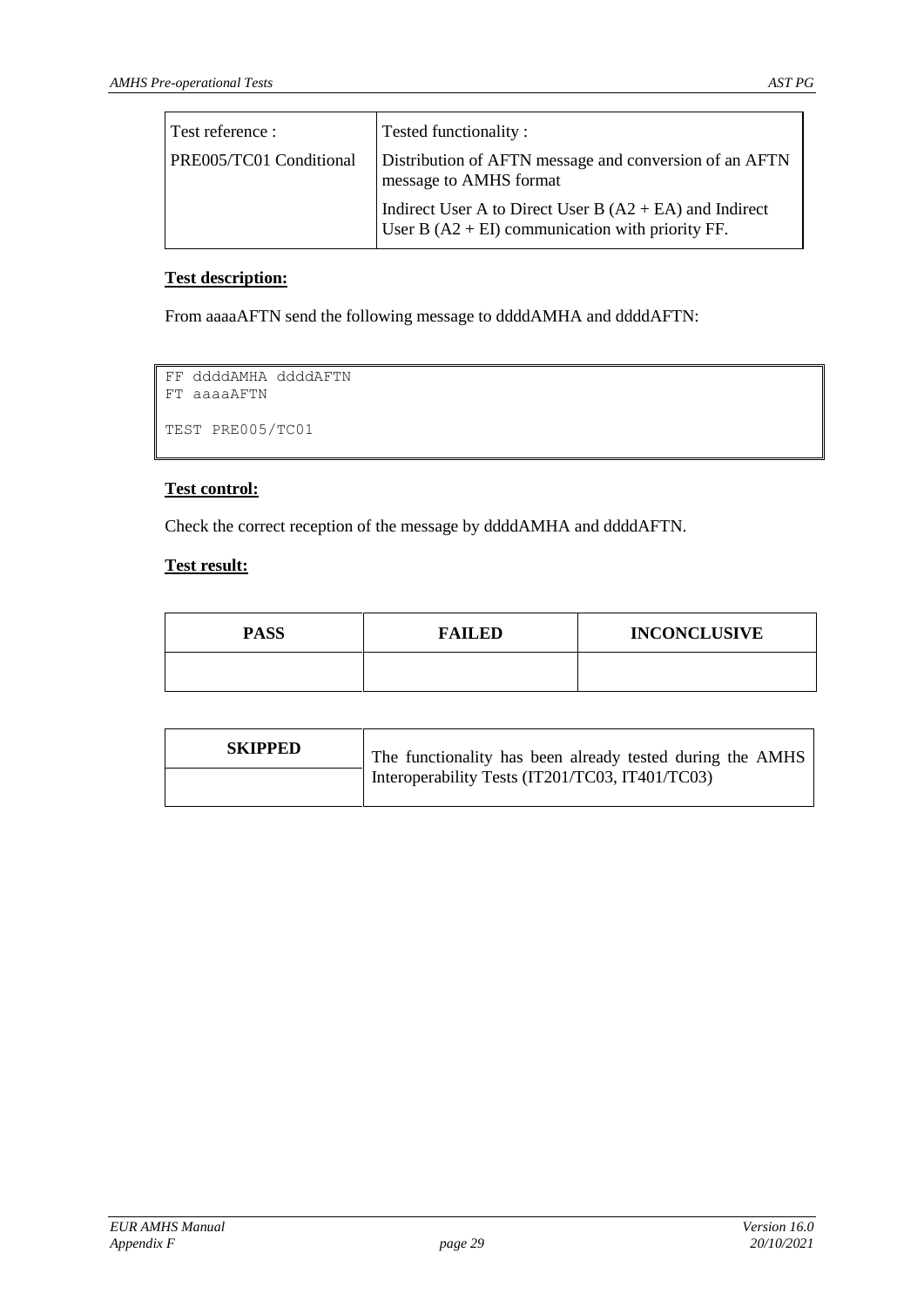| Test reference : | Tested functionality : |
|---|---|
| PRE005/TC01 Conditional | Distribution of AFTN message and conversion of an AFTN message to AMHS format |
| | Indirect User A to Direct User B (A2 + EA) and Indirect User B (A2 + EI) communication with priority FF. |

**Test description:**

From aaaaAFTN send the following message to ddddAMHA and ddddAFTN:

```
FF ddddAMHA ddddAFTN
FT aaaaAFTN

TEST PRE005/TC01
```

**Test control:**

Check the correct reception of the message by ddddAMHA and ddddAFTN.

**Test result:**

| PASS | FAILED | INCONCLUSIVE |
|---|---|---|
| | | |

| SKIPPED | The functionality has been already tested during the AMHS Interoperability Tests (IT201/TC03, IT401/TC03) |
|---|---|
| | |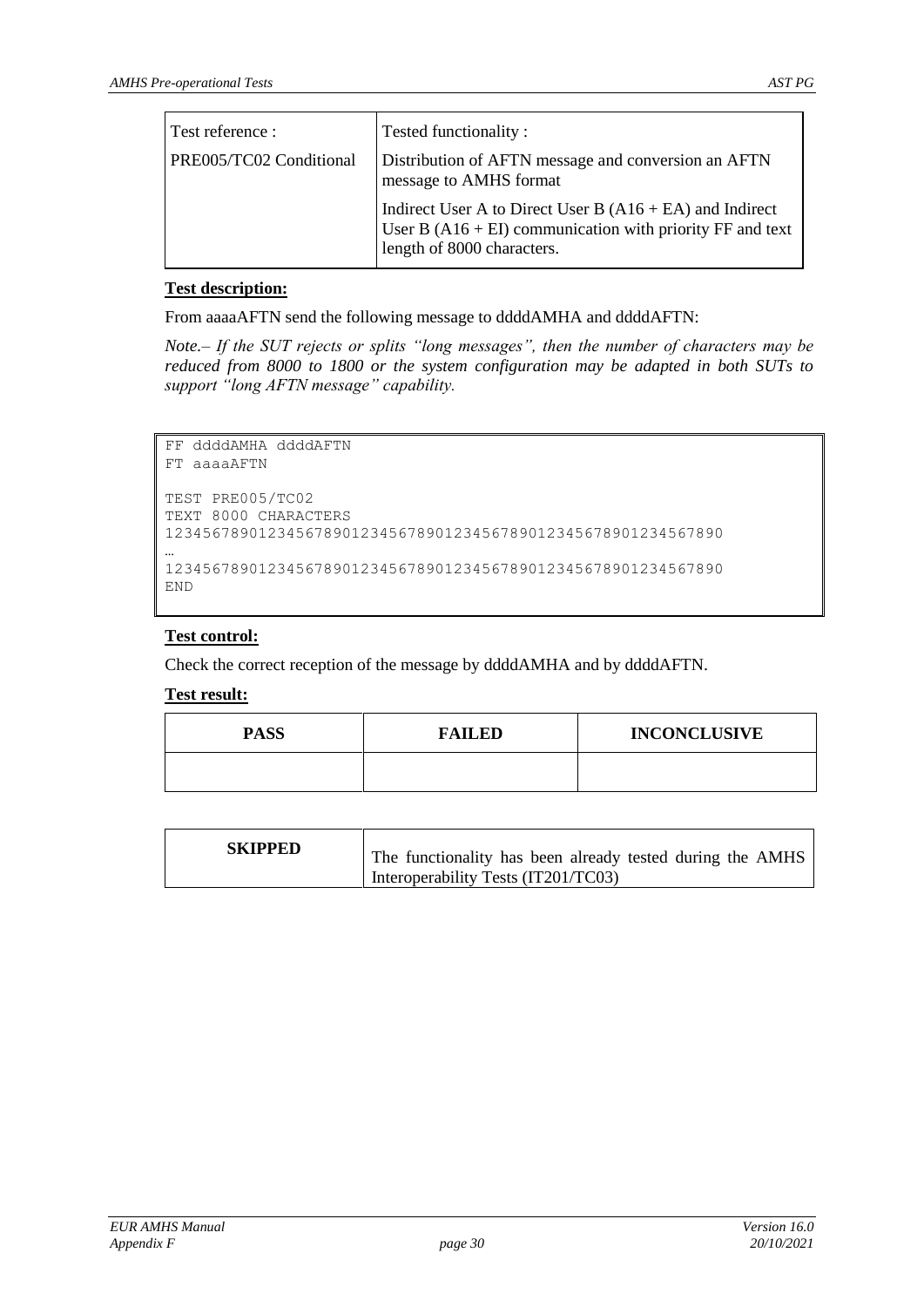| Test reference : | Tested functionality : |
|---|---|
| PRE005/TC02 Conditional | Distribution of AFTN message and conversion an AFTN message to AMHS format |
| | Indirect User A to Direct User B (A16 + EA) and Indirect User B (A16 + EI) communication with priority FF and text length of 8000 characters. |

**Test description:**

From aaaaAFTN send the following message to ddddAMHA and ddddAFTN:

*Note.– If the SUT rejects or splits "long messages", then the number of characters may be reduced from 8000 to 1800 or the system configuration may be adapted in both SUTs to support "long AFTN message" capability.*

```
FF ddddAMHA ddddAFTN
FT aaaaAFTN

TEST PRE005/TC02
TEXT 8000 CHARACTERS
123456789012345678901234567890123456789012345678901234567890
…
123456789012345678901234567890123456789012345678901234567890
END
```

**Test control:**

Check the correct reception of the message by ddddAMHA and by ddddAFTN.

**Test result:**

| PASS | FAILED | INCONCLUSIVE |
|---|---|---|
| | | |

| SKIPPED | The functionality has been already tested during the AMHS Interoperability Tests (IT201/TC03) |
|---|---|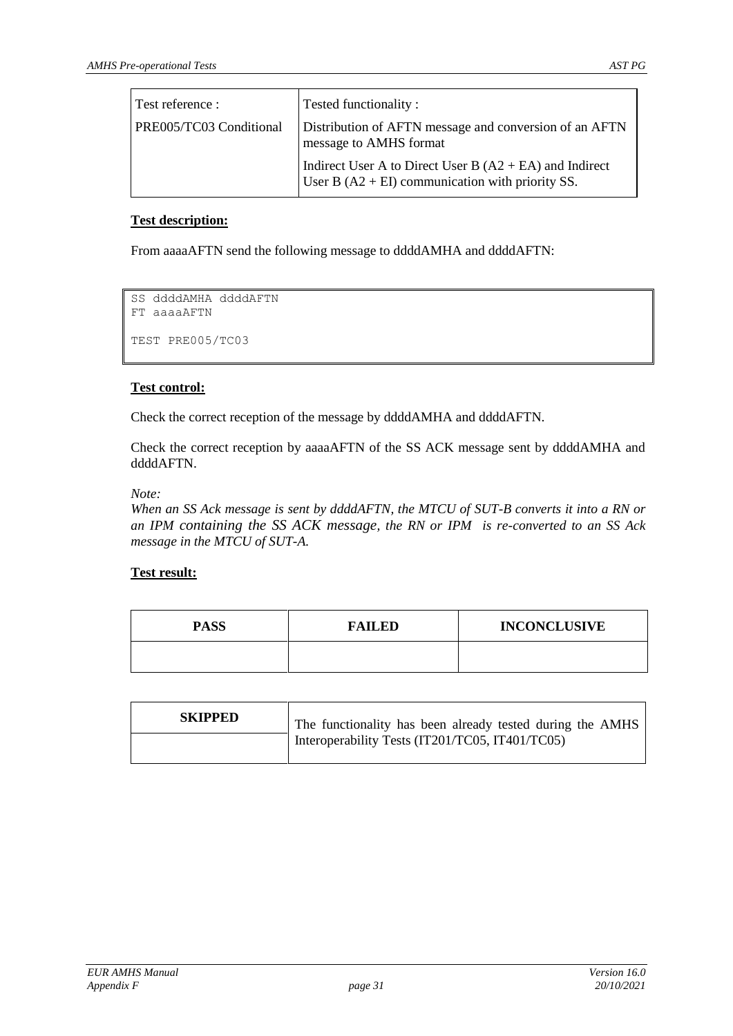| Test reference : | Tested functionality : |
| --- | --- |
| PRE005/TC03 Conditional | Distribution of AFTN message and conversion of an AFTN message to AMHS format |
| | Indirect User A to Direct User B (A2 + EA) and Indirect User B (A2 + EI) communication with priority SS. |

**Test description:**

From aaaaAFTN send the following message to ddddAMHA and ddddAFTN:

```
SS ddddAMHA ddddAFTN
FT aaaaAFTN

TEST PRE005/TC03
```

**Test control:**

Check the correct reception of the message by ddddAMHA and ddddAFTN.

Check the correct reception by aaaaAFTN of the SS ACK message sent by ddddAMHA and ddddAFTN.

*Note:*
*When an SS Ack message is sent by ddddAFTN, the MTCU of SUT-B converts it into a RN or an IPM containing the SS ACK message, the RN or IPM is re-converted to an SS Ack message in the MTCU of SUT-A.*

**Test result:**

| PASS | FAILED | INCONCLUSIVE |
| --- | --- | --- |
| | | |

| SKIPPED | The functionality has been already tested during the AMHS Interoperability Tests (IT201/TC05, IT401/TC05) |
| --- | --- |
| | |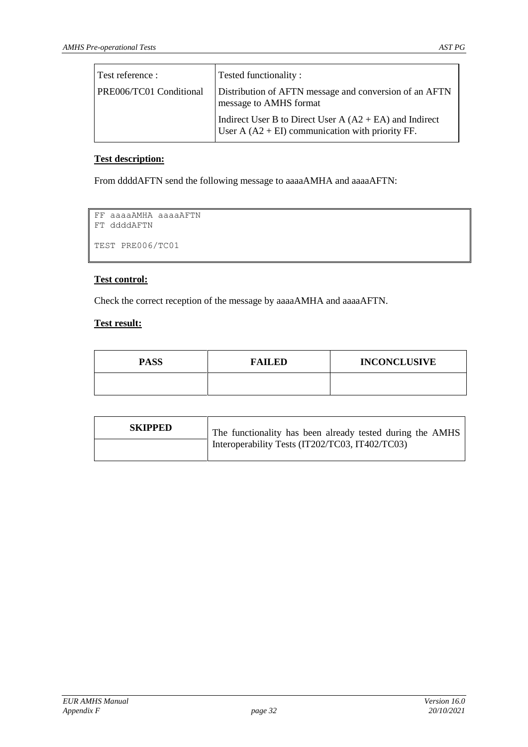| Test reference : | Tested functionality : |
|---|---|
| PRE006/TC01 Conditional | Distribution of AFTN message and conversion of an AFTN message to AMHS format |
| | Indirect User B to Direct User A (A2 + EA) and Indirect User A (A2 + EI) communication with priority FF. |

**Test description:**

From ddddAFTN send the following message to aaaaAMHA and aaaaAFTN:

```
FF aaaaAMHA aaaaAFTN
FT ddddAFTN

TEST PRE006/TC01
```

**Test control:**

Check the correct reception of the message by aaaaAMHA and aaaaAFTN.

**Test result:**

| PASS | FAILED | INCONCLUSIVE |
|---|---|---|
| | | |

| SKIPPED | The functionality has been already tested during the AMHS Interoperability Tests (IT202/TC03, IT402/TC03) |
|---|---|
| | |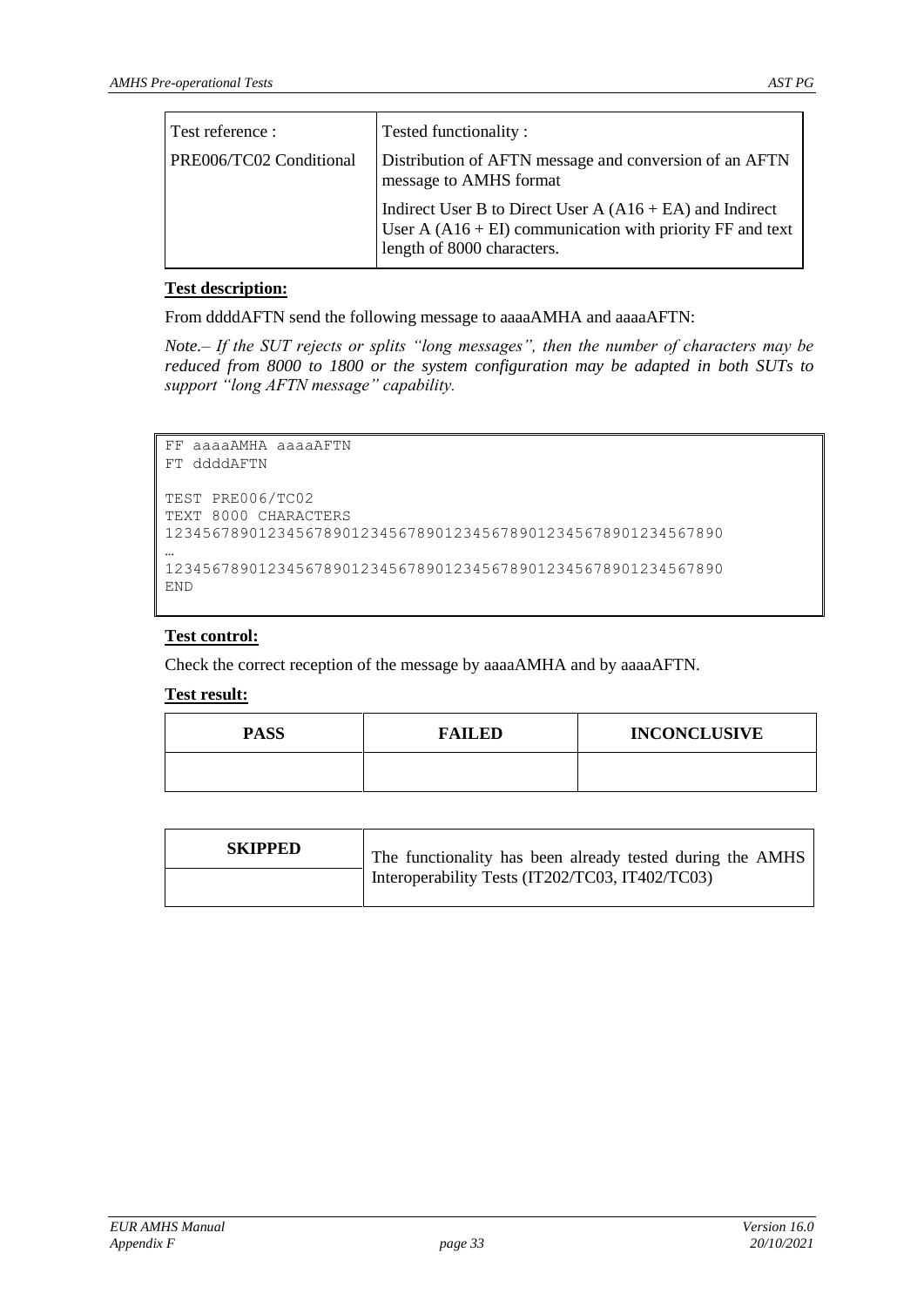| Test reference : | Tested functionality : |
|---|---|
| PRE006/TC02 Conditional | Distribution of AFTN message and conversion of an AFTN message to AMHS format |
| | Indirect User B to Direct User A (A16 + EA) and Indirect User A (A16 + EI) communication with priority FF and text length of 8000 characters. |

**Test description:**

From ddddAFTN send the following message to aaaaAMHA and aaaaAFTN:

*Note.– If the SUT rejects or splits "long messages", then the number of characters may be reduced from 8000 to 1800 or the system configuration may be adapted in both SUTs to support "long AFTN message" capability.*

```
FF aaaaAMHA aaaaAFTN
FT ddddAFTN

TEST PRE006/TC02
TEXT 8000 CHARACTERS
123456789012345678901234567890123456789012345678901234567890
…
123456789012345678901234567890123456789012345678901234567890
END
```

**Test control:**

Check the correct reception of the message by aaaaAMHA and by aaaaAFTN.

**Test result:**

| PASS | FAILED | INCONCLUSIVE |
|---|---|---|
| | | |

| SKIPPED | The functionality has been already tested during the AMHS Interoperability Tests (IT202/TC03, IT402/TC03) |
|---|---|
| | |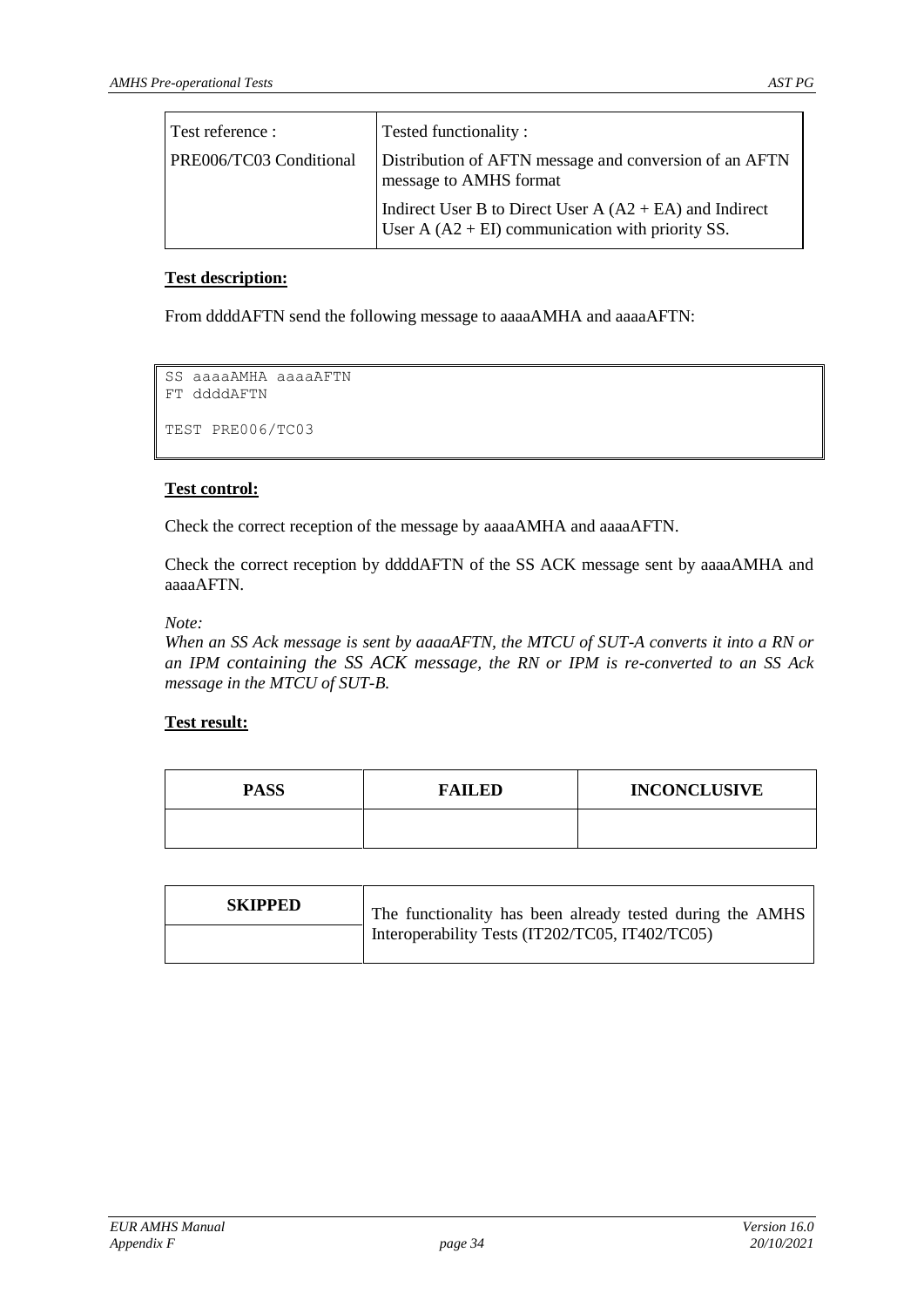| Test reference : | Tested functionality : |
| --- | --- |
| PRE006/TC03 Conditional | Distribution of AFTN message and conversion of an AFTN message to AMHS format |
| | Indirect User B to Direct User A (A2 + EA) and Indirect User A (A2 + EI) communication with priority SS. |

**Test description:**

From ddddAFTN send the following message to aaaaAMHA and aaaaAFTN:

```
SS aaaaAMHA aaaaAFTN
FT ddddAFTN

TEST PRE006/TC03
```

**Test control:**

Check the correct reception of the message by aaaaAMHA and aaaaAFTN.

Check the correct reception by ddddAFTN of the SS ACK message sent by aaaaAMHA and aaaaAFTN.

*Note:*
*When an SS Ack message is sent by aaaaAFTN, the MTCU of SUT-A converts it into a RN or an IPM containing the SS ACK message, the RN or IPM is re-converted to an SS Ack message in the MTCU of SUT-B.*

**Test result:**

| PASS | FAILED | INCONCLUSIVE |
| --- | --- | --- |
| | | |

| SKIPPED | The functionality has been already tested during the AMHS Interoperability Tests (IT202/TC05, IT402/TC05) |
| --- | --- |
| | |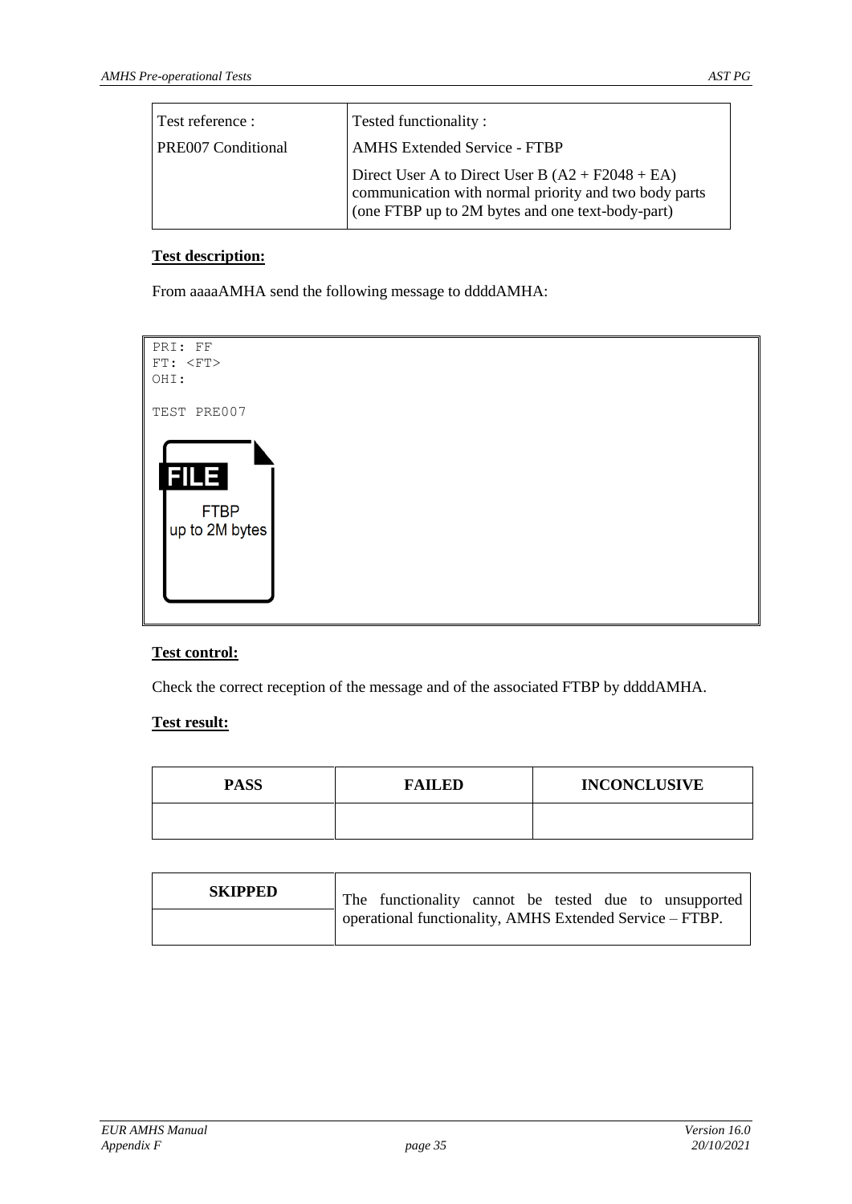| Test reference : | Tested functionality : |
|---|---|
| PRE007 Conditional | AMHS Extended Service - FTBP |
| | Direct User A to Direct User B (A2 + F2048 + EA) communication with normal priority and two body parts (one FTBP up to 2M bytes and one text-body-part) |

**Test description:**

From aaaaAMHA send the following message to ddddAMHA:

```
PRI: FF
FT: <FT>
OHI:

TEST PRE007

FILE
FTBP
up to 2M bytes
```

**Test control:**

Check the correct reception of the message and of the associated FTBP by ddddAMHA.

**Test result:**

| PASS | FAILED | INCONCLUSIVE |
|---|---|---|
| | | |

| SKIPPED | The functionality cannot be tested due to unsupported operational functionality, AMHS Extended Service – FTBP. |
|---|---|
| | |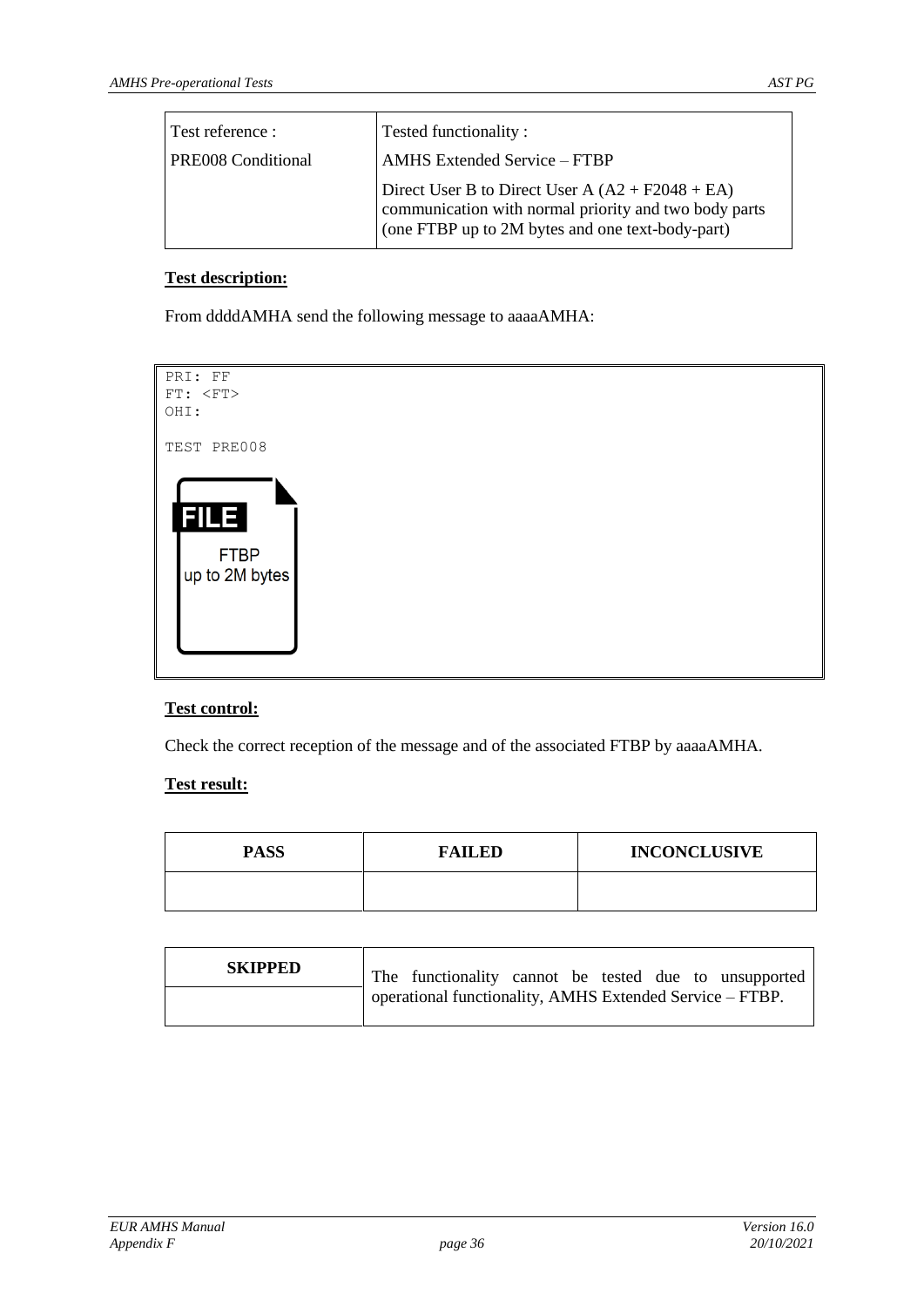| Test reference : | Tested functionality : |
|---|---|
| PRE008 Conditional | AMHS Extended Service – FTBP<br><br>Direct User B to Direct User A (A2 + F2048 + EA) communication with normal priority and two body parts (one FTBP up to 2M bytes and one text-body-part) |

**Test description:**

From ddddAMHA send the following message to aaaaAMHA:

```
PRI: FF
FT: <FT>
OHI:

TEST PRE008

FILE
FTBP
up to 2M bytes
```

**Test control:**

Check the correct reception of the message and of the associated FTBP by aaaaAMHA.

**Test result:**

| PASS | FAILED | INCONCLUSIVE |
|---|---|---|
| | | |

| SKIPPED | The functionality cannot be tested due to unsupported operational functionality, AMHS Extended Service – FTBP. |
|---|---|
| | |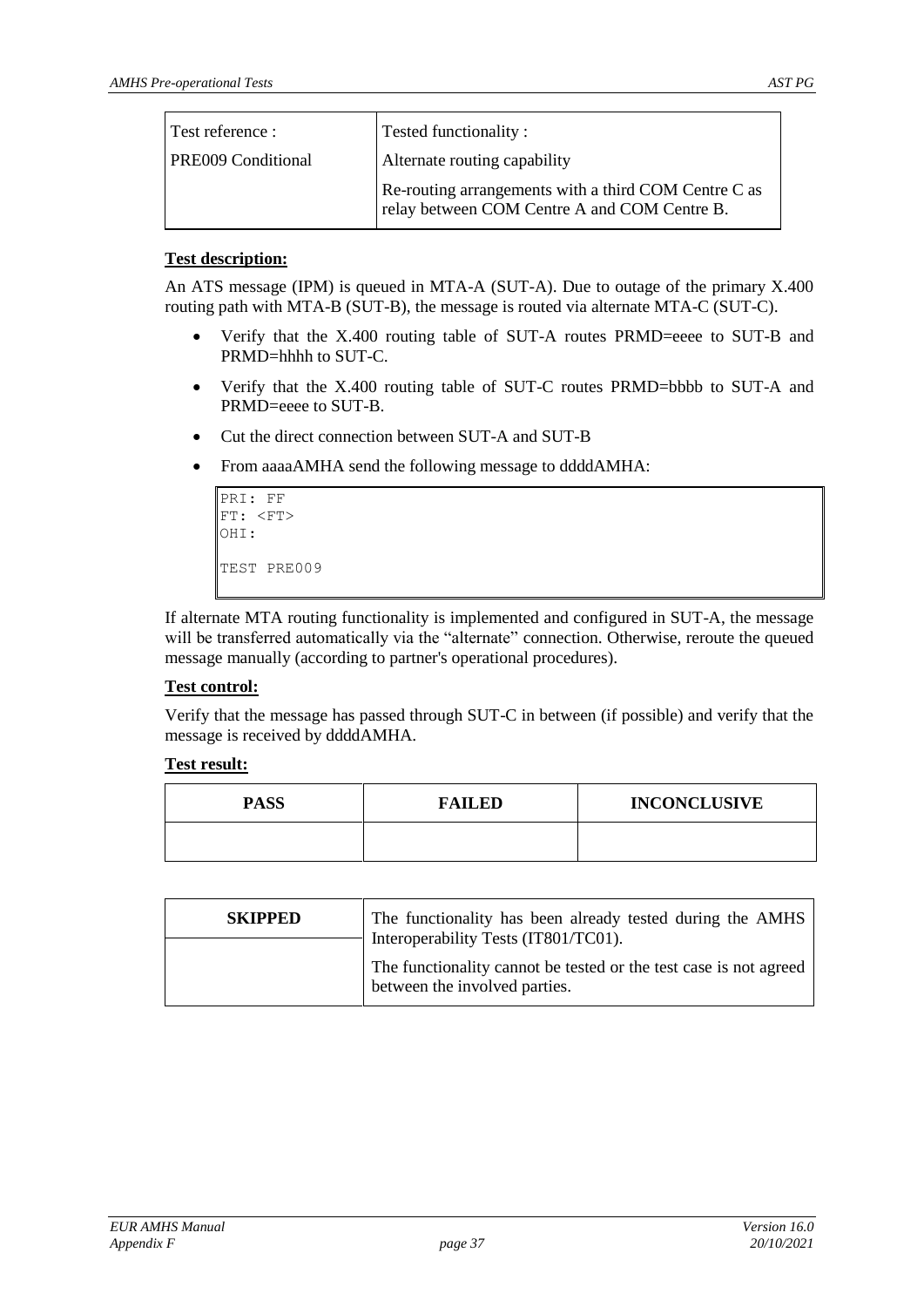| Test reference : | Tested functionality : |
|---|---|
| PRE009 Conditional | Alternate routing capability |
| | Re-routing arrangements with a third COM Centre C as relay between COM Centre A and COM Centre B. |

**Test description:**

An ATS message (IPM) is queued in MTA-A (SUT-A). Due to outage of the primary X.400 routing path with MTA-B (SUT-B), the message is routed via alternate MTA-C (SUT-C).

- Verify that the X.400 routing table of SUT-A routes PRMD=eeee to SUT-B and PRMD=hhhh to SUT-C.
- Verify that the X.400 routing table of SUT-C routes PRMD=bbbb to SUT-A and PRMD=eeee to SUT-B.
- Cut the direct connection between SUT-A and SUT-B
- From aaaaAMHA send the following message to ddddAMHA:

```
PRI: FF
FT: <FT>
OHI:

TEST PRE009
```

If alternate MTA routing functionality is implemented and configured in SUT-A, the message will be transferred automatically via the "alternate" connection. Otherwise, reroute the queued message manually (according to partner's operational procedures).

**Test control:**

Verify that the message has passed through SUT-C in between (if possible) and verify that the message is received by ddddAMHA.

**Test result:**

| PASS | FAILED | INCONCLUSIVE |
|---|---|---|
| | | |

| SKIPPED | |
|---|---|
| | The functionality has been already tested during the AMHS Interoperability Tests (IT801/TC01).<br>The functionality cannot be tested or the test case is not agreed between the involved parties. |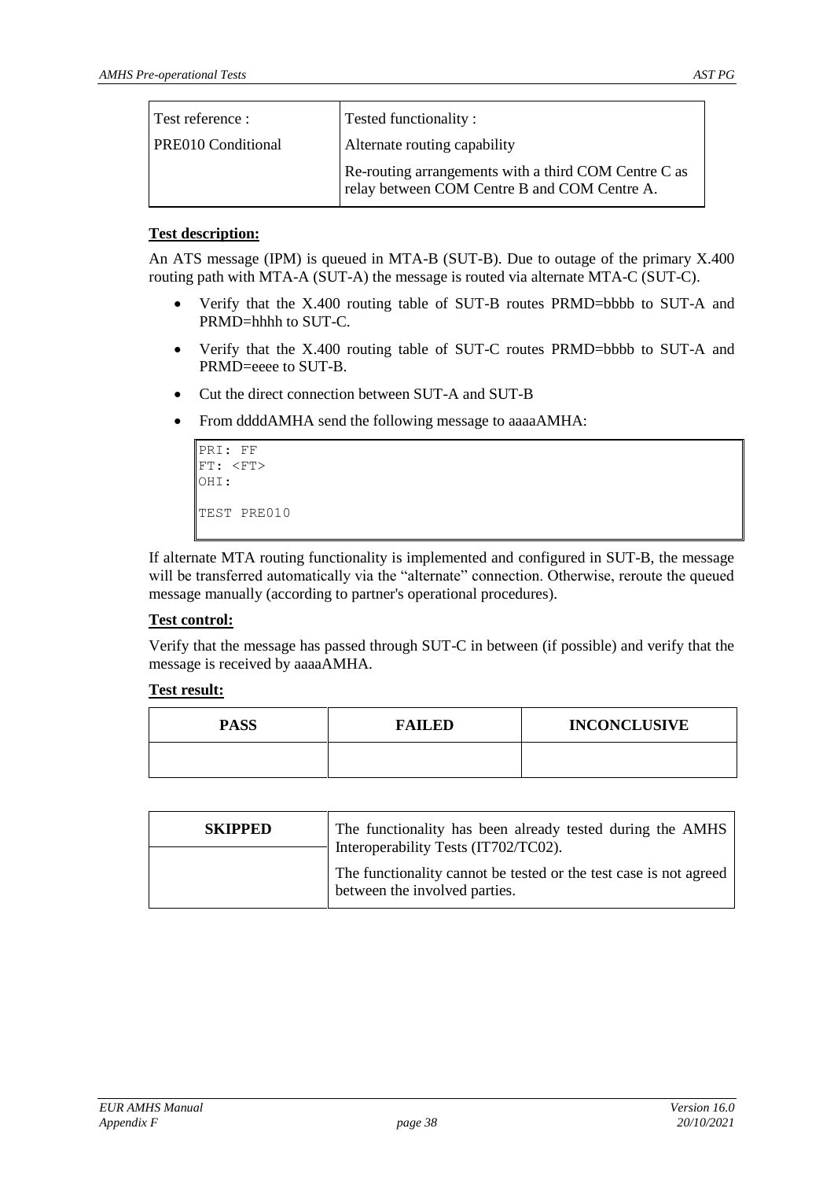| Test reference : | Tested functionality : |
|---|---|
| PRE010 Conditional | Alternate routing capability |
| | Re-routing arrangements with a third COM Centre C as relay between COM Centre B and COM Centre A. |

**Test description:**

An ATS message (IPM) is queued in MTA-B (SUT-B). Due to outage of the primary X.400 routing path with MTA-A (SUT-A) the message is routed via alternate MTA-C (SUT-C).

- Verify that the X.400 routing table of SUT-B routes PRMD=bbbb to SUT-A and PRMD=hhhh to SUT-C.
- Verify that the X.400 routing table of SUT-C routes PRMD=bbbb to SUT-A and PRMD=eeee to SUT-B.
- Cut the direct connection between SUT-A and SUT-B
- From ddddAMHA send the following message to aaaaAMHA:

```
PRI: FF
FT: <FT>
OHI:

TEST PRE010
```

If alternate MTA routing functionality is implemented and configured in SUT-B, the message will be transferred automatically via the "alternate" connection. Otherwise, reroute the queued message manually (according to partner's operational procedures).

**Test control:**

Verify that the message has passed through SUT-C in between (if possible) and verify that the message is received by aaaaAMHA.

**Test result:**

| PASS | FAILED | INCONCLUSIVE |
|---|---|---|
| | | |

| SKIPPED | The functionality has been already tested during the AMHS Interoperability Tests (IT702/TC02). |
|---|---|
| | The functionality cannot be tested or the test case is not agreed between the involved parties. |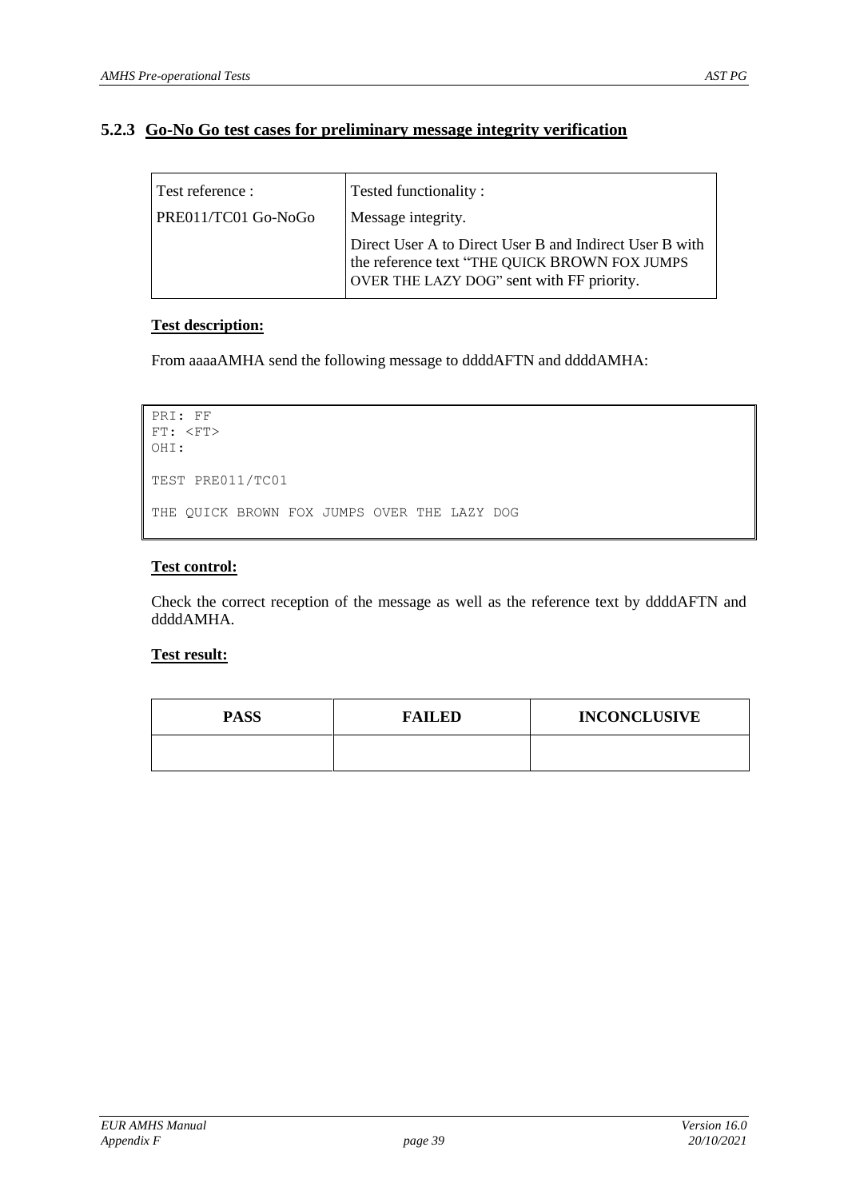### 5.2.3 Go-No Go test cases for preliminary message integrity verification

| Test reference : | Tested functionality : |
| --- | --- |
| PRE011/TC01 Go-NoGo | Message integrity. |
| | Direct User A to Direct User B and Indirect User B with the reference text "THE QUICK BROWN FOX JUMPS OVER THE LAZY DOG" sent with FF priority. |

**Test description:**

From aaaaAMHA send the following message to ddddAFTN and ddddAMHA:

```
PRI: FF
FT: <FT>
OHI:

TEST PRE011/TC01

THE QUICK BROWN FOX JUMPS OVER THE LAZY DOG
```

**Test control:**

Check the correct reception of the message as well as the reference text by ddddAFTN and ddddAMHA.

**Test result:**

| PASS | FAILED | INCONCLUSIVE |
| --- | --- | --- |
| | | |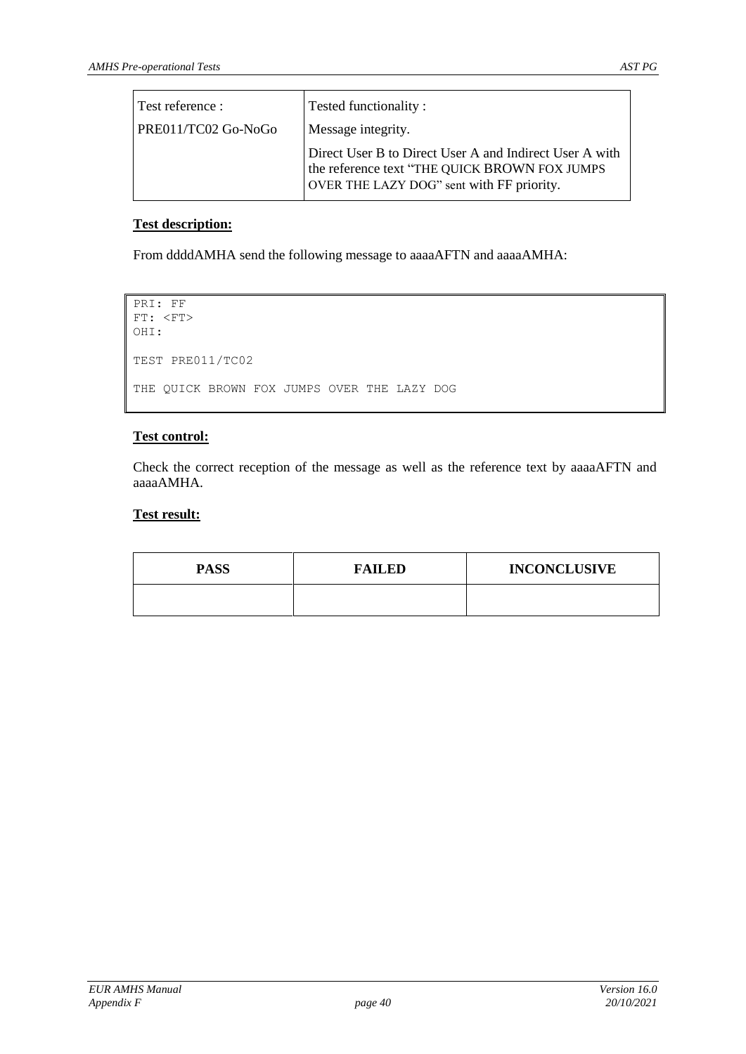| Test reference : | Tested functionality : |
|---|---|
| PRE011/TC02 Go-NoGo | Message integrity. |
| | Direct User B to Direct User A and Indirect User A with the reference text "THE QUICK BROWN FOX JUMPS OVER THE LAZY DOG" sent with FF priority. |

**Test description:**

From ddddAMHA send the following message to aaaaAFTN and aaaaAMHA:

```
PRI: FF
FT: <FT>
OHI:

TEST PRE011/TC02

THE QUICK BROWN FOX JUMPS OVER THE LAZY DOG
```

**Test control:**

Check the correct reception of the message as well as the reference text by aaaaAFTN and aaaaAMHA.

**Test result:**

| PASS | FAILED | INCONCLUSIVE |
|---|---|---|
| | | |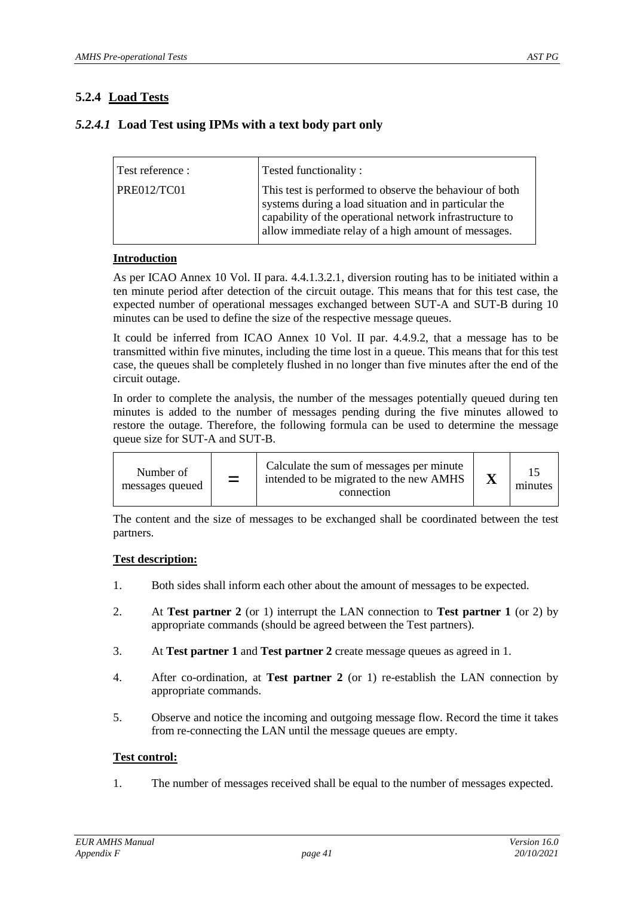### 5.2.4 Load Tests

#### *5.2.4.1* Load Test using IPMs with a text body part only

| Test reference : | Tested functionality : |
|---|---|
| PRE012/TC01 | This test is performed to observe the behaviour of both systems during a load situation and in particular the capability of the operational network infrastructure to allow immediate relay of a high amount of messages. |

**Introduction**

As per ICAO Annex 10 Vol. II para. 4.4.1.3.2.1, diversion routing has to be initiated within a ten minute period after detection of the circuit outage. This means that for this test case, the expected number of operational messages exchanged between SUT-A and SUT-B during 10 minutes can be used to define the size of the respective message queues.

It could be inferred from ICAO Annex 10 Vol. II par. 4.4.9.2, that a message has to be transmitted within five minutes, including the time lost in a queue. This means that for this test case, the queues shall be completely flushed in no longer than five minutes after the end of the circuit outage.

In order to complete the analysis, the number of the messages potentially queued during ten minutes is added to the number of messages pending during the five minutes allowed to restore the outage. Therefore, the following formula can be used to determine the message queue size for SUT-A and SUT-B.

| Number of messages queued | = | Calculate the sum of messages per minute intended to be migrated to the new AMHS connection | X | 15 minutes |
|---|---|---|---|---|

The content and the size of messages to be exchanged shall be coordinated between the test partners.

**Test description:**

1. Both sides shall inform each other about the amount of messages to be expected.
2. At **Test partner 2** (or 1) interrupt the LAN connection to **Test partner 1** (or 2) by appropriate commands (should be agreed between the Test partners).
3. At **Test partner 1** and **Test partner 2** create message queues as agreed in 1.
4. After co-ordination, at **Test partner 2** (or 1) re-establish the LAN connection by appropriate commands.
5. Observe and notice the incoming and outgoing message flow. Record the time it takes from re-connecting the LAN until the message queues are empty.

**Test control:**

1. The number of messages received shall be equal to the number of messages expected.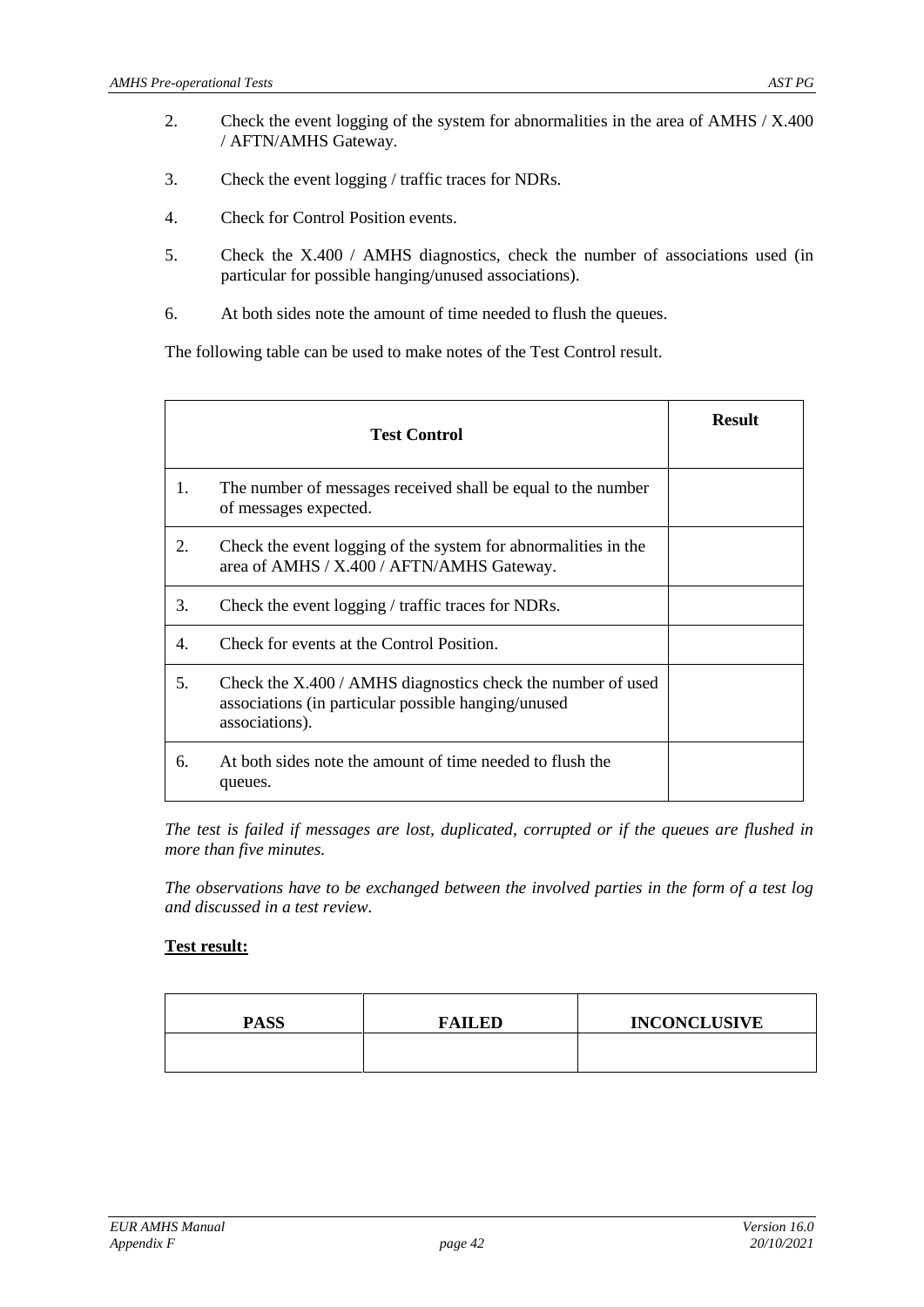2. Check the event logging of the system for abnormalities in the area of AMHS / X.400 / AFTN/AMHS Gateway.

3. Check the event logging / traffic traces for NDRs.

4. Check for Control Position events.

5. Check the X.400 / AMHS diagnostics, check the number of associations used (in particular for possible hanging/unused associations).

6. At both sides note the amount of time needed to flush the queues.

The following table can be used to make notes of the Test Control result.

| Test Control | | Result |
|---|---|---|
| 1. | The number of messages received shall be equal to the number of messages expected. | |
| 2. | Check the event logging of the system for abnormalities in the area of AMHS / X.400 / AFTN/AMHS Gateway. | |
| 3. | Check the event logging / traffic traces for NDRs. | |
| 4. | Check for events at the Control Position. | |
| 5. | Check the X.400 / AMHS diagnostics check the number of used associations (in particular possible hanging/unused associations). | |
| 6. | At both sides note the amount of time needed to flush the queues. | |

*The test is failed if messages are lost, duplicated, corrupted or if the queues are flushed in more than five minutes.*

*The observations have to be exchanged between the involved parties in the form of a test log and discussed in a test review.*

**Test result:**

| PASS | FAILED | INCONCLUSIVE |
|---|---|---|
| | | |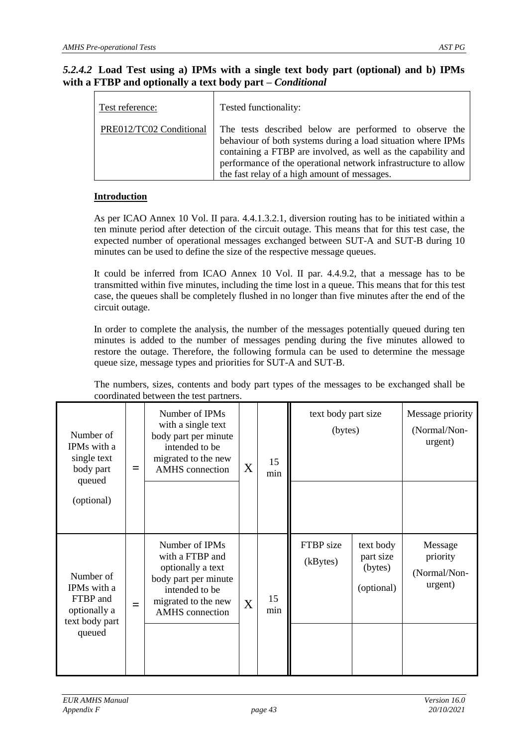### *5.2.4.2* Load Test using a) IPMs with a single text body part (optional) and b) IPMs with a FTBP and optionally a text body part – *Conditional*

| Test reference: | Tested functionality: |
|---|---|
| PRE012/TC02 Conditional | The tests described below are performed to observe the behaviour of both systems during a load situation where IPMs containing a FTBP are involved, as well as the capability and performance of the operational network infrastructure to allow the fast relay of a high amount of messages. |

**Introduction**

As per ICAO Annex 10 Vol. II para. 4.4.1.3.2.1, diversion routing has to be initiated within a ten minute period after detection of the circuit outage. This means that for this test case, the expected number of operational messages exchanged between SUT-A and SUT-B during 10 minutes can be used to define the size of the respective message queues.

It could be inferred from ICAO Annex 10 Vol. II par. 4.4.9.2, that a message has to be transmitted within five minutes, including the time lost in a queue. This means that for this test case, the queues shall be completely flushed in no longer than five minutes after the end of the circuit outage.

In order to complete the analysis, the number of the messages potentially queued during ten minutes is added to the number of messages pending during the five minutes allowed to restore the outage. Therefore, the following formula can be used to determine the message queue size, message types and priorities for SUT-A and SUT-B.

The numbers, sizes, contents and body part types of the messages to be exchanged shall be coordinated between the test partners.

| Number of IPMs with a single text body part queued (optional) | = | Number of IPMs with a single text body part per minute intended to be migrated to the new AMHS connection | X | 15 min | text body part size (bytes) | | Message priority (Normal/Non-urgent) |
|---|---|---|---|---|---|---|---|
| | | | | | | | |
| Number of IPMs with a FTBP and optionally a text body part queued | = | Number of IPMs with a FTBP and optionally a text body part per minute intended to be migrated to the new AMHS connection | X | 15 min | FTBP size (kBytes) | text body part size (bytes) (optional) | Message priority (Normal/Non-urgent) |
| | | | | | | | |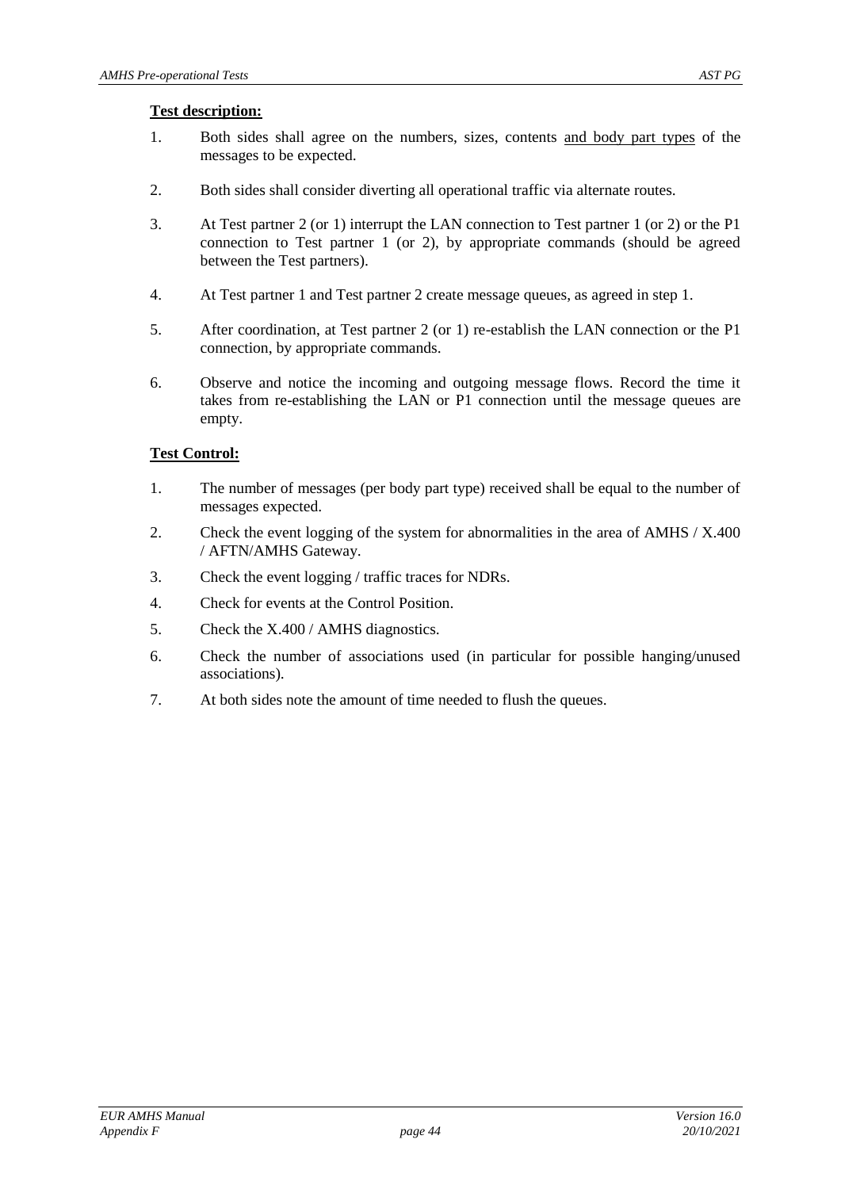**Test description:**

1. Both sides shall agree on the numbers, sizes, contents and body part types of the messages to be expected.

2. Both sides shall consider diverting all operational traffic via alternate routes.

3. At Test partner 2 (or 1) interrupt the LAN connection to Test partner 1 (or 2) or the P1 connection to Test partner 1 (or 2), by appropriate commands (should be agreed between the Test partners).

4. At Test partner 1 and Test partner 2 create message queues, as agreed in step 1.

5. After coordination, at Test partner 2 (or 1) re-establish the LAN connection or the P1 connection, by appropriate commands.

6. Observe and notice the incoming and outgoing message flows. Record the time it takes from re-establishing the LAN or P1 connection until the message queues are empty.

**Test Control:**

1. The number of messages (per body part type) received shall be equal to the number of messages expected.

2. Check the event logging of the system for abnormalities in the area of AMHS / X.400 / AFTN/AMHS Gateway.

3. Check the event logging / traffic traces for NDRs.

4. Check for events at the Control Position.

5. Check the X.400 / AMHS diagnostics.

6. Check the number of associations used (in particular for possible hanging/unused associations).

7. At both sides note the amount of time needed to flush the queues.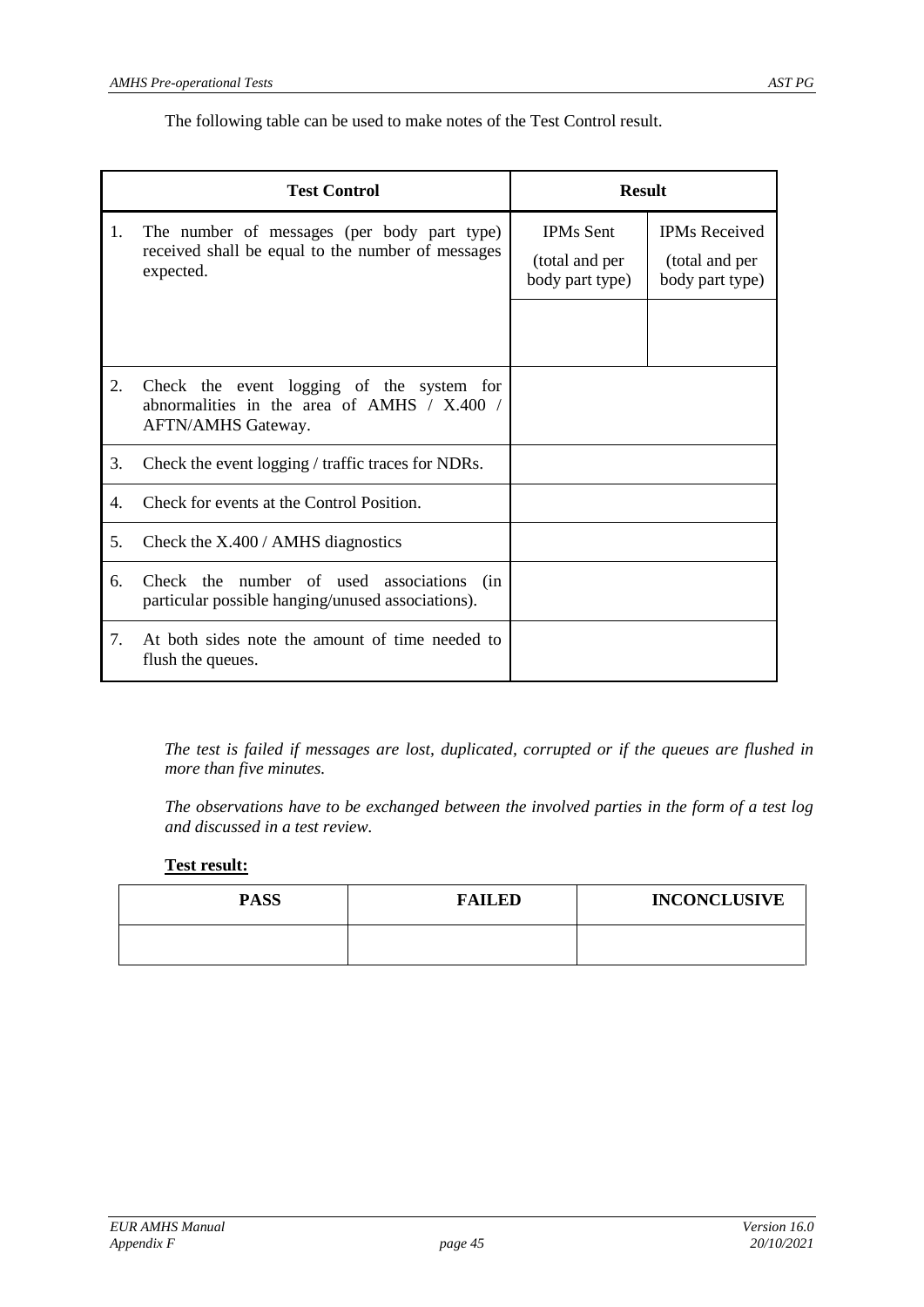The following table can be used to make notes of the Test Control result.

| | Test Control | Result | |
|---|---|---|---|
| 1. | The number of messages (per body part type) received shall be equal to the number of messages expected. | IPMs Sent (total and per body part type) | IPMs Received (total and per body part type) |
| | | | |
| 2. | Check the event logging of the system for abnormalities in the area of AMHS / X.400 / AFTN/AMHS Gateway. | | |
| 3. | Check the event logging / traffic traces for NDRs. | | |
| 4. | Check for events at the Control Position. | | |
| 5. | Check the X.400 / AMHS diagnostics | | |
| 6. | Check the number of used associations (in particular possible hanging/unused associations). | | |
| 7. | At both sides note the amount of time needed to flush the queues. | | |

*The test is failed if messages are lost, duplicated, corrupted or if the queues are flushed in more than five minutes.*

*The observations have to be exchanged between the involved parties in the form of a test log and discussed in a test review.*

**Test result:**

| PASS | FAILED | INCONCLUSIVE |
|---|---|---|
| | | |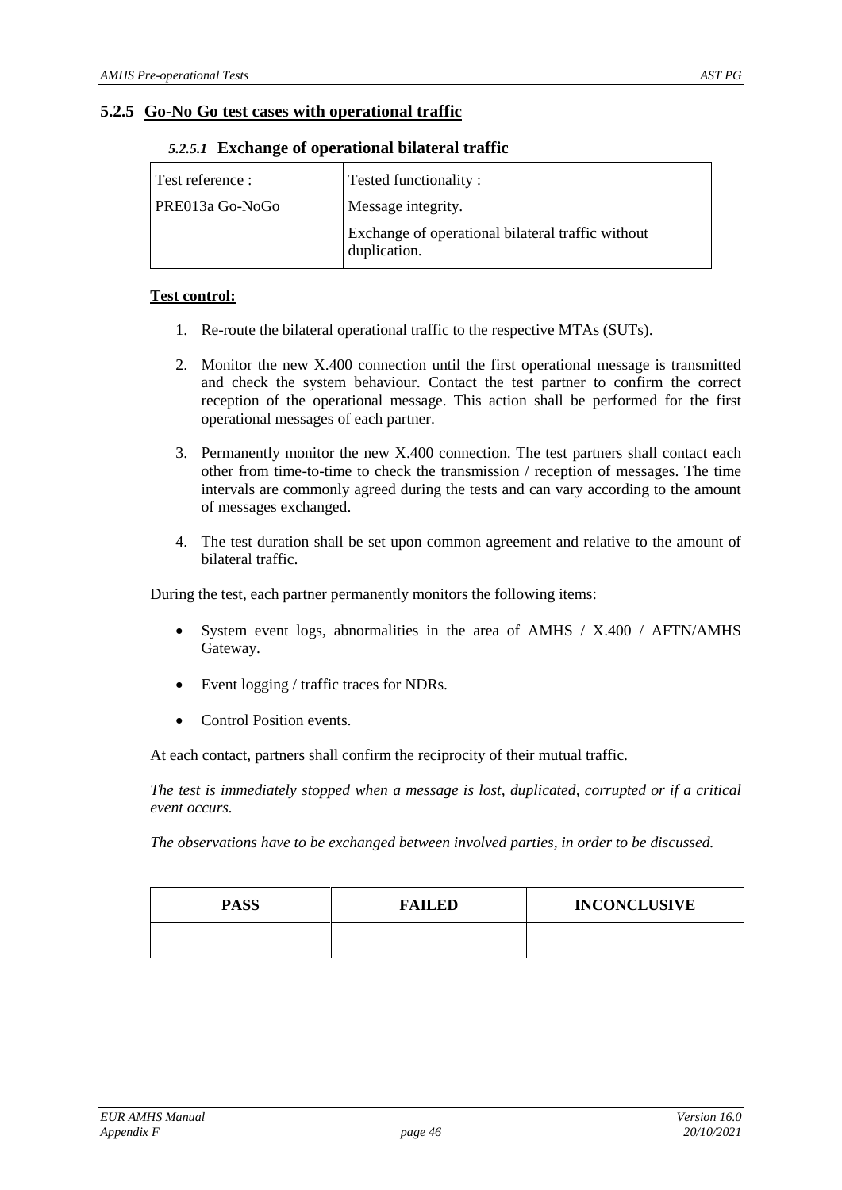### 5.2.5 Go-No Go test cases with operational traffic

#### *5.2.5.1* Exchange of operational bilateral traffic

| Test reference : | Tested functionality : |
| --- | --- |
| PRE013a Go-NoGo | Message integrity. |
| | Exchange of operational bilateral traffic without duplication. |

**Test control:**

1. Re-route the bilateral operational traffic to the respective MTAs (SUTs).
2. Monitor the new X.400 connection until the first operational message is transmitted and check the system behaviour. Contact the test partner to confirm the correct reception of the operational message. This action shall be performed for the first operational messages of each partner.
3. Permanently monitor the new X.400 connection. The test partners shall contact each other from time-to-time to check the transmission / reception of messages. The time intervals are commonly agreed during the tests and can vary according to the amount of messages exchanged.
4. The test duration shall be set upon common agreement and relative to the amount of bilateral traffic.

During the test, each partner permanently monitors the following items:

- System event logs, abnormalities in the area of AMHS / X.400 / AFTN/AMHS Gateway.
- Event logging / traffic traces for NDRs.
- Control Position events.

At each contact, partners shall confirm the reciprocity of their mutual traffic.

*The test is immediately stopped when a message is lost, duplicated, corrupted or if a critical event occurs.*

*The observations have to be exchanged between involved parties, in order to be discussed.*

| PASS | FAILED | INCONCLUSIVE |
| --- | --- | --- |
| | | |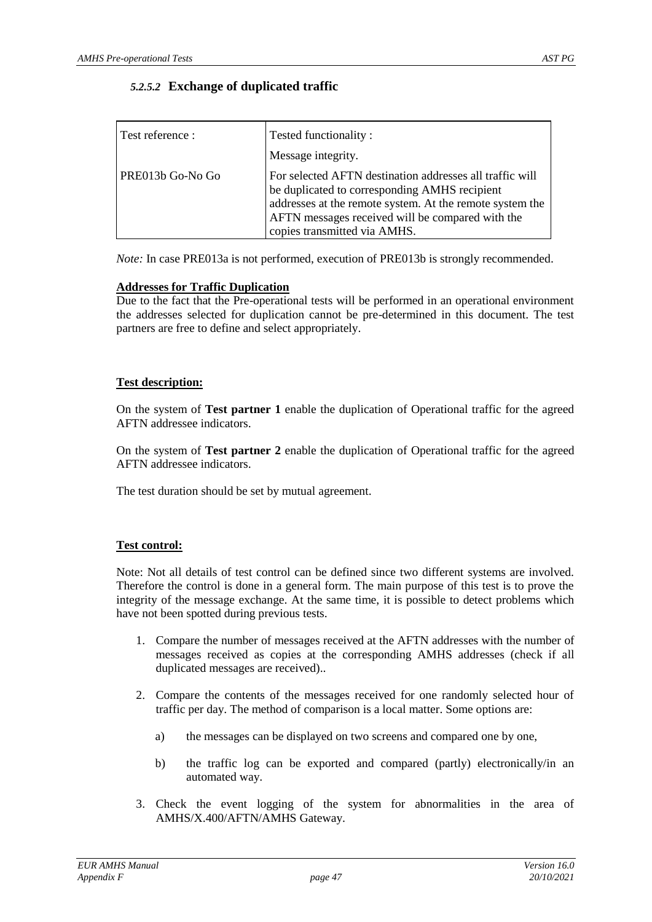### *5.2.5.2* Exchange of duplicated traffic

| Test reference : | Tested functionality : |
|---|---|
| | Message integrity. |
| PRE013b Go-No Go | For selected AFTN destination addresses all traffic will be duplicated to corresponding AMHS recipient addresses at the remote system. At the remote system the AFTN messages received will be compared with the copies transmitted via AMHS. |

*Note:* In case PRE013a is not performed, execution of PRE013b is strongly recommended.

**Addresses for Traffic Duplication**

Due to the fact that the Pre-operational tests will be performed in an operational environment the addresses selected for duplication cannot be pre-determined in this document. The test partners are free to define and select appropriately.

**Test description:**

On the system of **Test partner 1** enable the duplication of Operational traffic for the agreed AFTN addressee indicators.

On the system of **Test partner 2** enable the duplication of Operational traffic for the agreed AFTN addressee indicators.

The test duration should be set by mutual agreement.

**Test control:**

Note: Not all details of test control can be defined since two different systems are involved. Therefore the control is done in a general form. The main purpose of this test is to prove the integrity of the message exchange. At the same time, it is possible to detect problems which have not been spotted during previous tests.

1. Compare the number of messages received at the AFTN addresses with the number of messages received as copies at the corresponding AMHS addresses (check if all duplicated messages are received)..

2. Compare the contents of the messages received for one randomly selected hour of traffic per day. The method of comparison is a local matter. Some options are:

   a) the messages can be displayed on two screens and compared one by one,

   b) the traffic log can be exported and compared (partly) electronically/in an automated way.

3. Check the event logging of the system for abnormalities in the area of AMHS/X.400/AFTN/AMHS Gateway.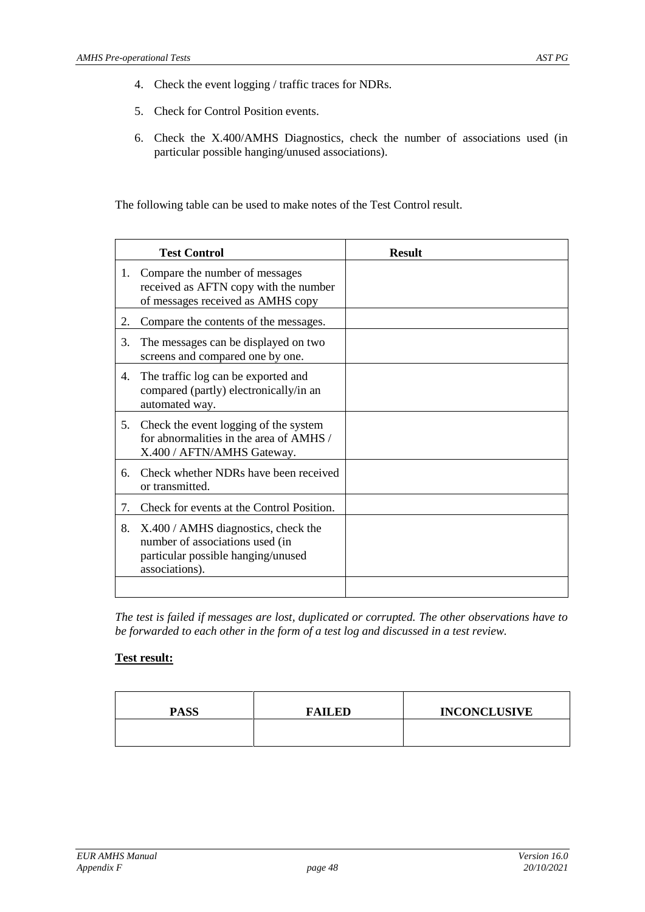4. Check the event logging / traffic traces for NDRs.
5. Check for Control Position events.
6. Check the X.400/AMHS Diagnostics, check the number of associations used (in particular possible hanging/unused associations).

The following table can be used to make notes of the Test Control result.

| Test Control | Result |
|---|---|
| 1. Compare the number of messages received as AFTN copy with the number of messages received as AMHS copy | |
| 2. Compare the contents of the messages. | |
| 3. The messages can be displayed on two screens and compared one by one. | |
| 4. The traffic log can be exported and compared (partly) electronically/in an automated way. | |
| 5. Check the event logging of the system for abnormalities in the area of AMHS / X.400 / AFTN/AMHS Gateway. | |
| 6. Check whether NDRs have been received or transmitted. | |
| 7. Check for events at the Control Position. | |
| 8. X.400 / AMHS diagnostics, check the number of associations used (in particular possible hanging/unused associations). | |
| | |

*The test is failed if messages are lost, duplicated or corrupted. The other observations have to be forwarded to each other in the form of a test log and discussed in a test review.*

**<u>Test result:</u>**

| PASS | FAILED | INCONCLUSIVE |
|---|---|---|
| | | |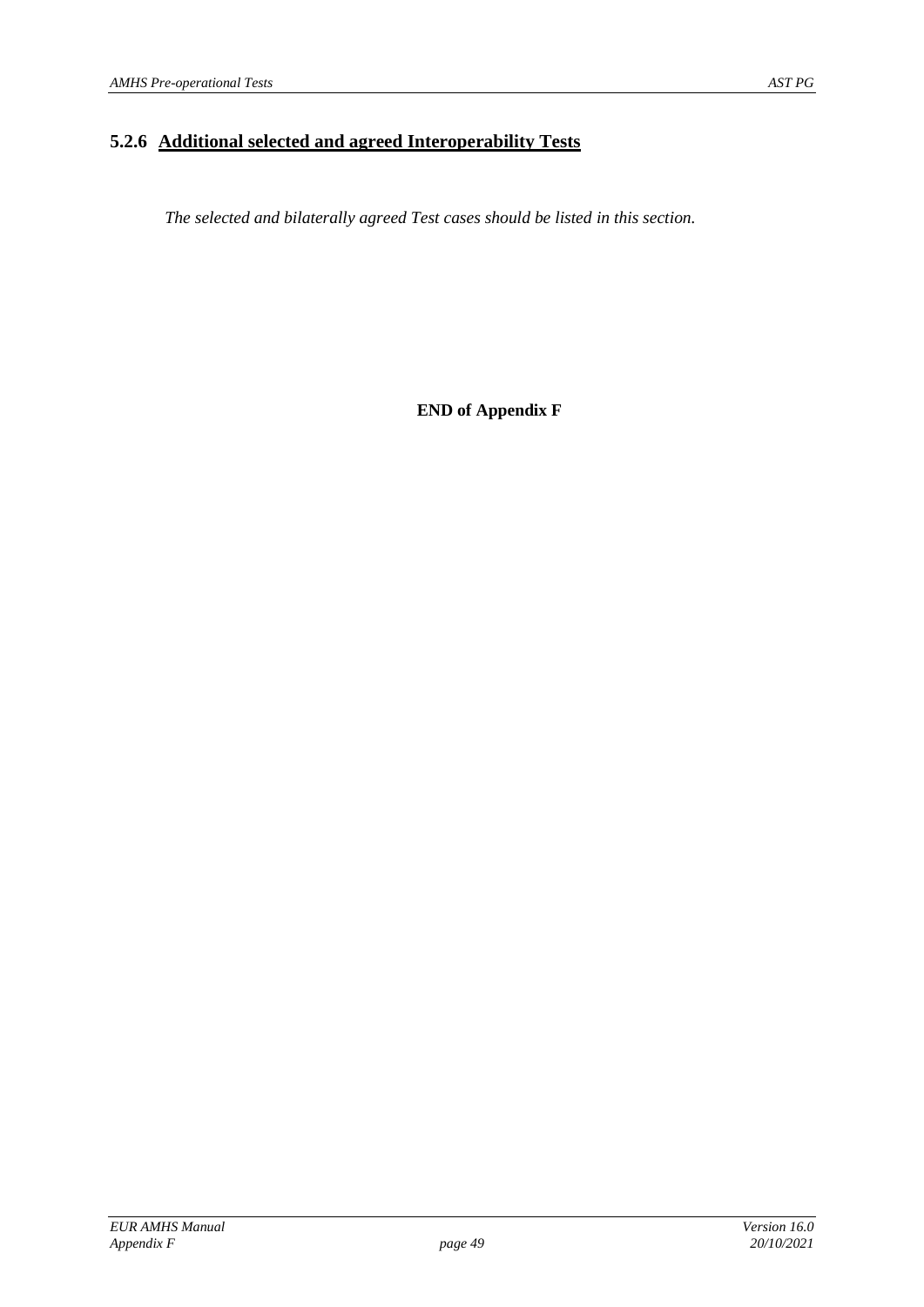### 5.2.6 Additional selected and agreed Interoperability Tests

*The selected and bilaterally agreed Test cases should be listed in this section.*

**END of Appendix F**